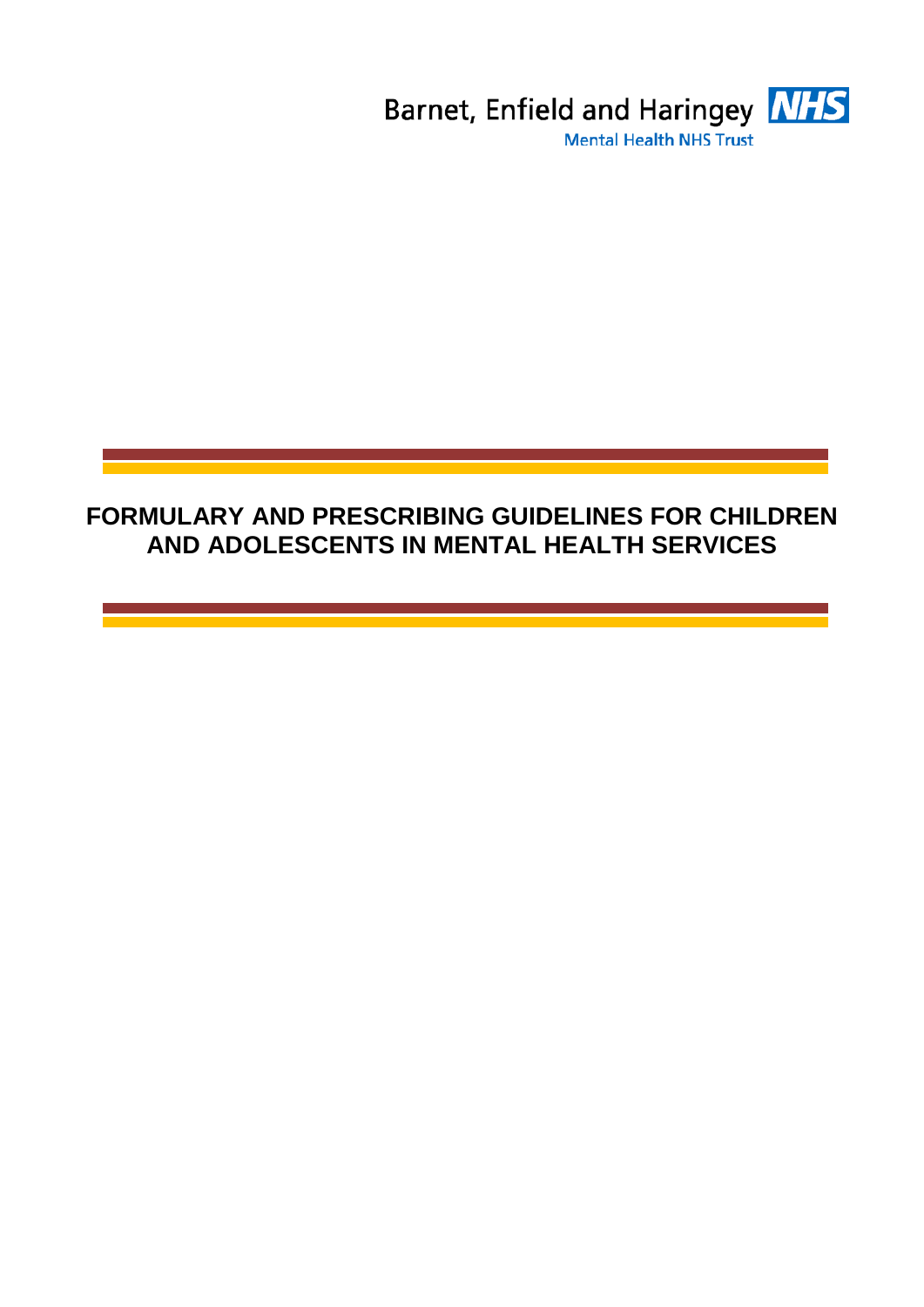Barnet, Enfield and Haringey **NHS**

Mental Health NHS Trust

# FORMULARY AND PRESCRIBING GUIDELINES FOR CHILDREN AND ADOLESCENTS IN MENTAL HEALTH SERVICES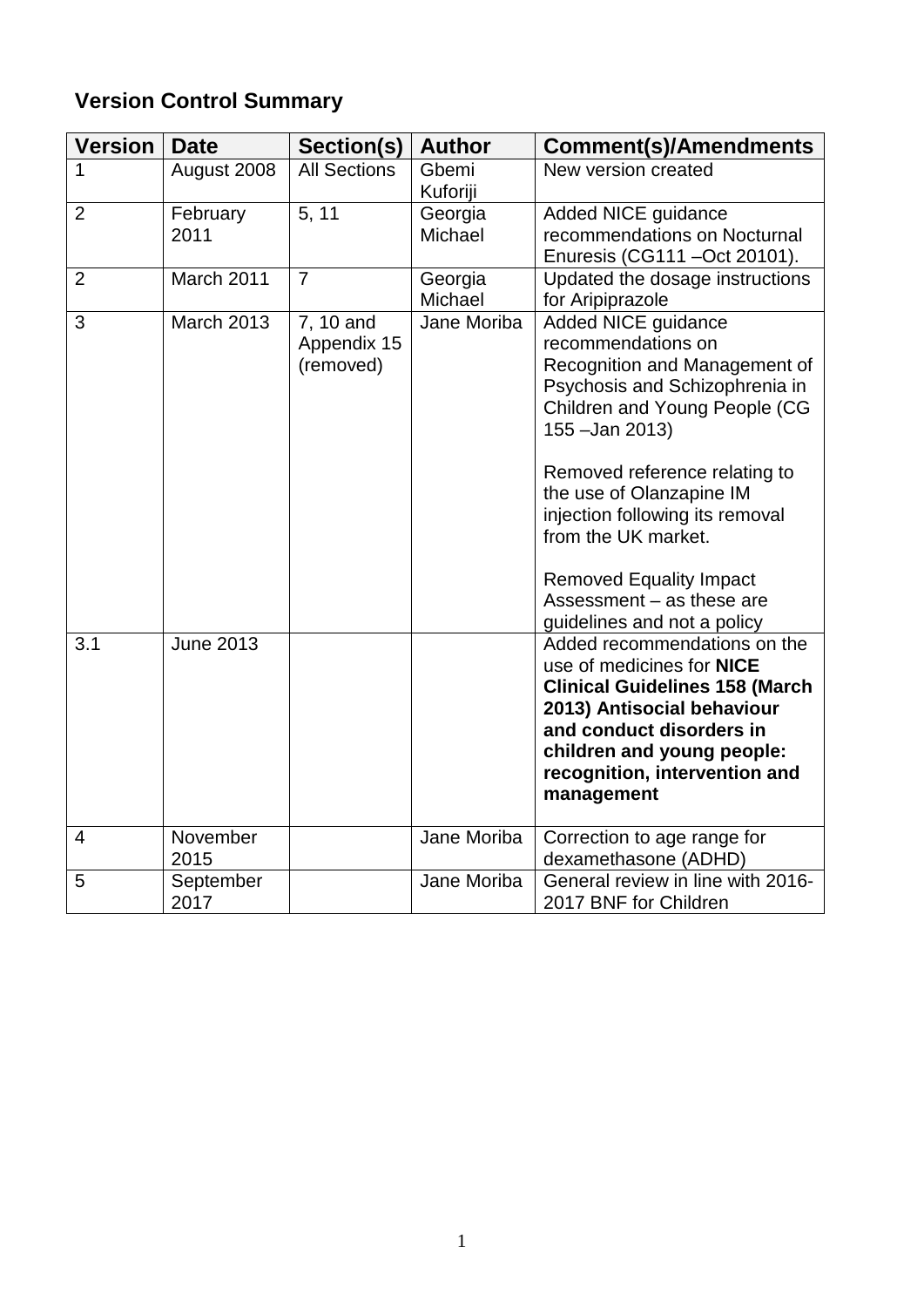## Version Control Summary

| Version | Date | Section(s) | Author | Comment(s)/Amendments |
| --- | --- | --- | --- | --- |
| 1 | August 2008 | All Sections | Gbemi Kuforiji | New version created |
| 2 | February 2011 | 5, 11 | Georgia Michael | Added NICE guidance recommendations on Nocturnal Enuresis (CG111 –Oct 20101). |
| 2 | March 2011 | 7 | Georgia Michael | Updated the dosage instructions for Aripiprazole |
| 3 | March 2013 | 7, 10 and Appendix 15 (removed) | Jane Moriba | Added NICE guidance recommendations on Recognition and Management of Psychosis and Schizophrenia in Children and Young People (CG 155 –Jan 2013)<br><br>Removed reference relating to the use of Olanzapine IM injection following its removal from the UK market.<br><br>Removed Equality Impact Assessment – as these are guidelines and not a policy |
| 3.1 | June 2013 | | | Added recommendations on the use of medicines for **NICE Clinical Guidelines 158 (March 2013) Antisocial behaviour and conduct disorders in children and young people: recognition, intervention and management** |
| 4 | November 2015 | | Jane Moriba | Correction to age range for dexamethasone (ADHD) |
| 5 | September 2017 | | Jane Moriba | General review in line with 2016-2017 BNF for Children |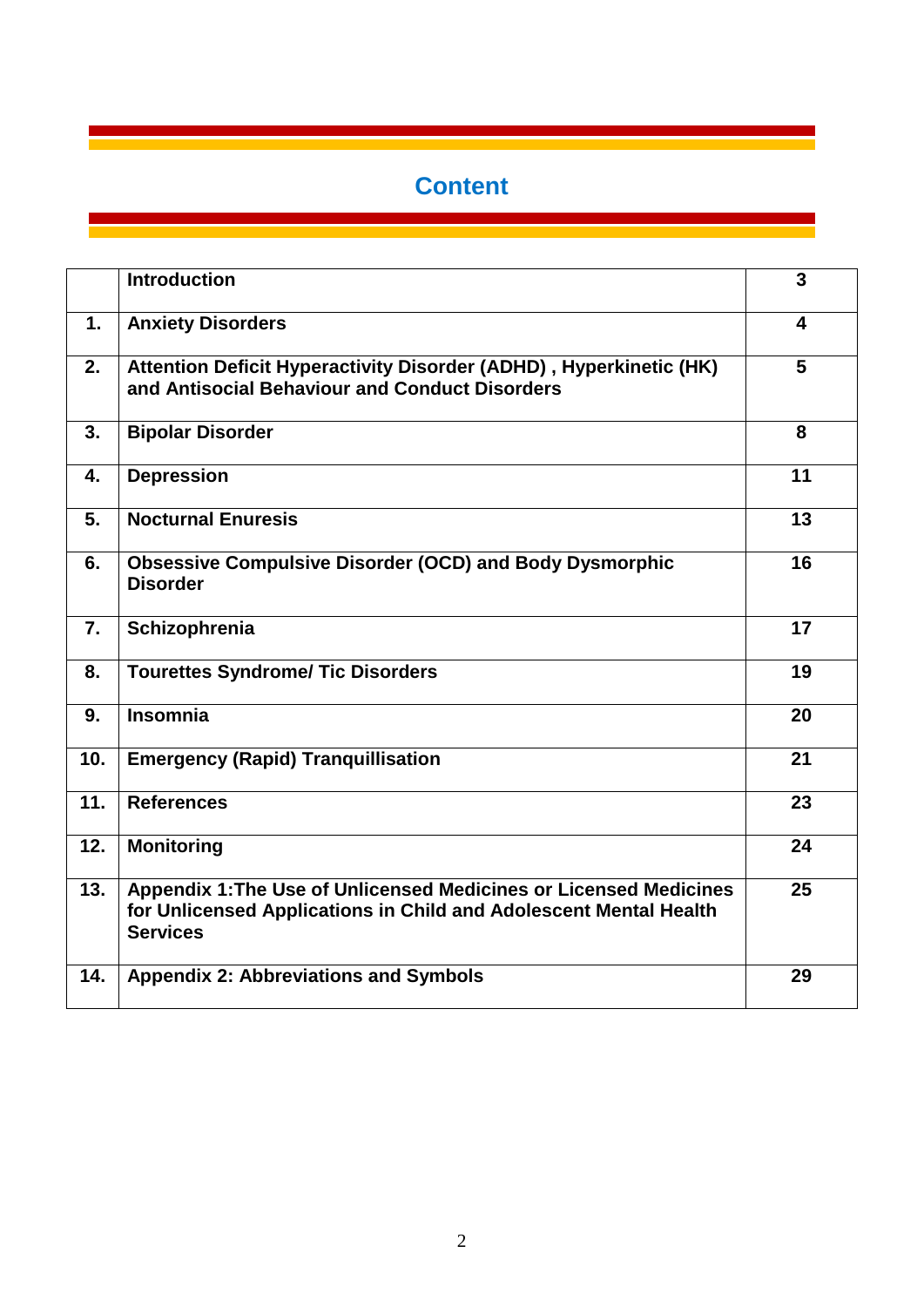# Content

| | | |
|---|---|---|
| | **Introduction** | **3** |
| **1.** | **Anxiety Disorders** | **4** |
| **2.** | **Attention Deficit Hyperactivity Disorder (ADHD) , Hyperkinetic (HK) and Antisocial Behaviour and Conduct Disorders** | **5** |
| **3.** | **Bipolar Disorder** | **8** |
| **4.** | **Depression** | **11** |
| **5.** | **Nocturnal Enuresis** | **13** |
| **6.** | **Obsessive Compulsive Disorder (OCD) and Body Dysmorphic Disorder** | **16** |
| **7.** | **Schizophrenia** | **17** |
| **8.** | **Tourettes Syndrome/ Tic Disorders** | **19** |
| **9.** | **Insomnia** | **20** |
| **10.** | **Emergency (Rapid) Tranquillisation** | **21** |
| **11.** | **References** | **23** |
| **12.** | **Monitoring** | **24** |
| **13.** | **Appendix 1:The Use of Unlicensed Medicines or Licensed Medicines for Unlicensed Applications in Child and Adolescent Mental Health Services** | **25** |
| **14.** | **Appendix 2: Abbreviations and Symbols** | **29** |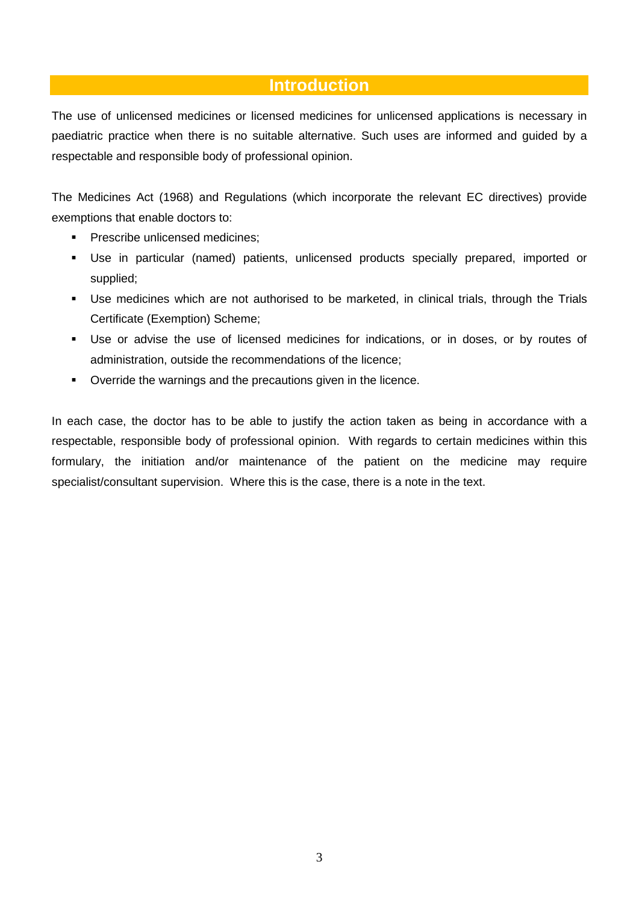# Introduction

The use of unlicensed medicines or licensed medicines for unlicensed applications is necessary in paediatric practice when there is no suitable alternative. Such uses are informed and guided by a respectable and responsible body of professional opinion.

The Medicines Act (1968) and Regulations (which incorporate the relevant EC directives) provide exemptions that enable doctors to:

- Prescribe unlicensed medicines;
- Use in particular (named) patients, unlicensed products specially prepared, imported or supplied;
- Use medicines which are not authorised to be marketed, in clinical trials, through the Trials Certificate (Exemption) Scheme;
- Use or advise the use of licensed medicines for indications, or in doses, or by routes of administration, outside the recommendations of the licence;
- Override the warnings and the precautions given in the licence.

In each case, the doctor has to be able to justify the action taken as being in accordance with a respectable, responsible body of professional opinion. With regards to certain medicines within this formulary, the initiation and/or maintenance of the patient on the medicine may require specialist/consultant supervision. Where this is the case, there is a note in the text.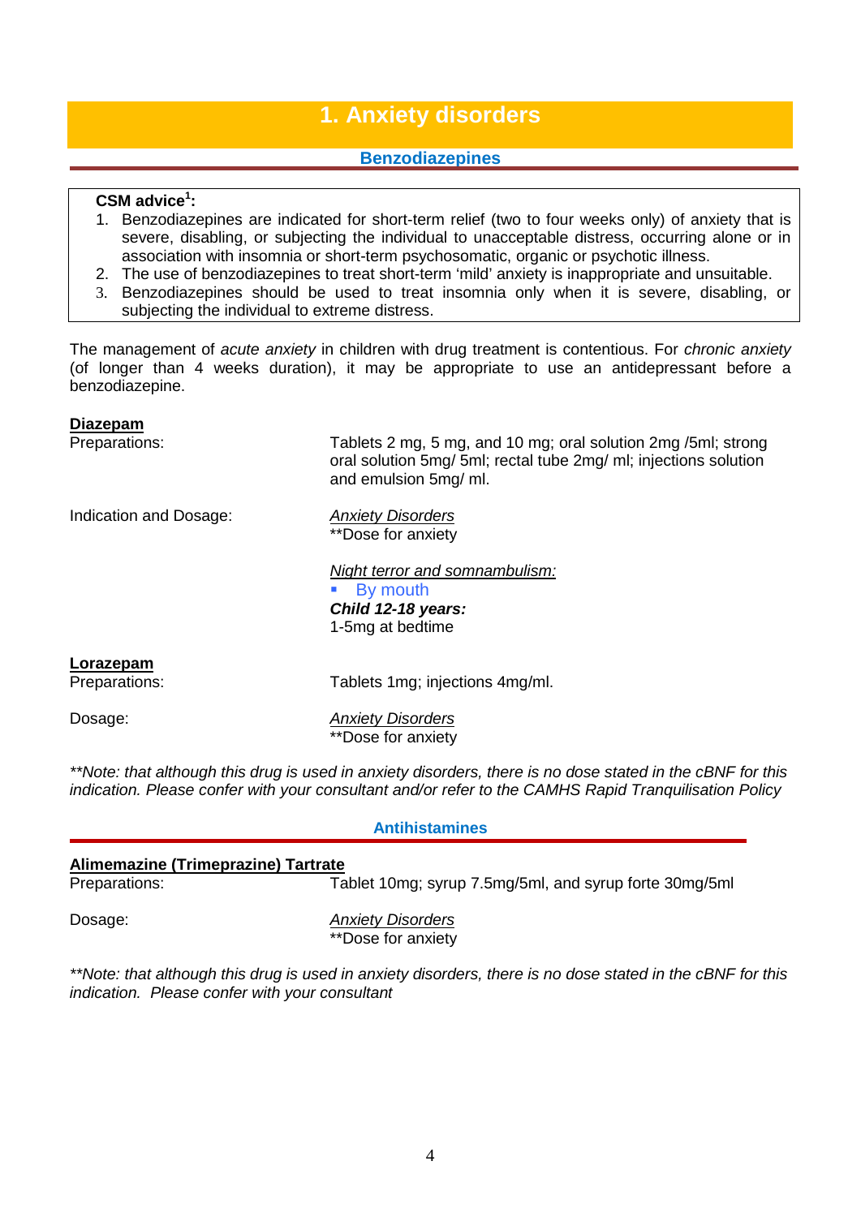# 1. Anxiety disorders

## Benzodiazepines

**CSM advice[1]:**

1. Benzodiazepines are indicated for short-term relief (two to four weeks only) of anxiety that is severe, disabling, or subjecting the individual to unacceptable distress, occurring alone or in association with insomnia or short-term psychosomatic, organic or psychotic illness.
2. The use of benzodiazepines to treat short-term 'mild' anxiety is inappropriate and unsuitable.
3. Benzodiazepines should be used to treat insomnia only when it is severe, disabling, or subjecting the individual to extreme distress.

The management of *acute anxiety* in children with drug treatment is contentious. For *chronic anxiety* (of longer than 4 weeks duration), it may be appropriate to use an antidepressant before a benzodiazepine.

**Diazepam**

Preparations: Tablets 2 mg, 5 mg, and 10 mg; oral solution 2mg /5ml; strong oral solution 5mg/ 5ml; rectal tube 2mg/ ml; injections solution and emulsion 5mg/ ml.

Indication and Dosage: *Anxiety Disorders*
**Dose for anxiety

*Night terror and somnambulism:*

- By mouth

***Child 12-18 years:***
1-5mg at bedtime

**Lorazepam**

Preparations: Tablets 1mg; injections 4mg/ml.

Dosage: *Anxiety Disorders*
**Dose for anxiety

*\*\*Note: that although this drug is used in anxiety disorders, there is no dose stated in the cBNF for this indication. Please confer with your consultant and/or refer to the CAMHS Rapid Tranquilisation Policy*

## Antihistamines

**Alimemazine (Trimeprazine) Tartrate**

Preparations: Tablet 10mg; syrup 7.5mg/5ml, and syrup forte 30mg/5ml

Dosage: *Anxiety Disorders*
**Dose for anxiety

*\*\*Note: that although this drug is used in anxiety disorders, there is no dose stated in the cBNF for this indication. Please confer with your consultant*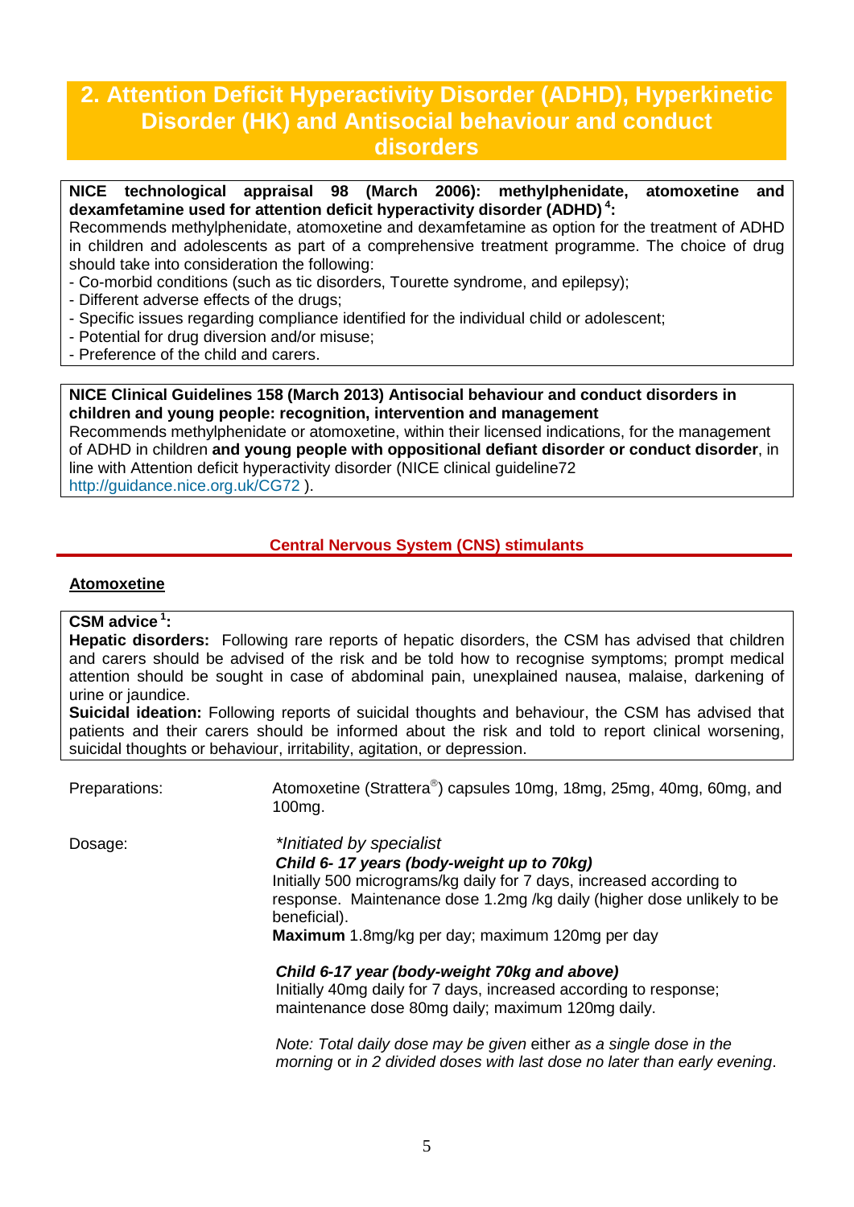## 2. Attention Deficit Hyperactivity Disorder (ADHD), Hyperkinetic Disorder (HK) and Antisocial behaviour and conduct disorders

**NICE technological appraisal 98 (March 2006): methylphenidate, atomoxetine and dexamfetamine used for attention deficit hyperactivity disorder (ADHD)[4]:**
Recommends methylphenidate, atomoxetine and dexamfetamine as option for the treatment of ADHD in children and adolescents as part of a comprehensive treatment programme. The choice of drug should take into consideration the following:
- Co-morbid conditions (such as tic disorders, Tourette syndrome, and epilepsy);
- Different adverse effects of the drugs;
- Specific issues regarding compliance identified for the individual child or adolescent;
- Potential for drug diversion and/or misuse;
- Preference of the child and carers.

**NICE Clinical Guidelines 158 (March 2013) Antisocial behaviour and conduct disorders in children and young people: recognition, intervention and management**
Recommends methylphenidate or atomoxetine, within their licensed indications, for the management of ADHD in children **and young people with oppositional defiant disorder or conduct disorder**, in line with Attention deficit hyperactivity disorder (NICE clinical guideline72 http://guidance.nice.org.uk/CG72 ).

### Central Nervous System (CNS) stimulants

#### Atomoxetine

**CSM advice[1]:**
**Hepatic disorders:** Following rare reports of hepatic disorders, the CSM has advised that children and carers should be advised of the risk and be told how to recognise symptoms; prompt medical attention should be sought in case of abdominal pain, unexplained nausea, malaise, darkening of urine or jaundice.
**Suicidal ideation:** Following reports of suicidal thoughts and behaviour, the CSM has advised that patients and their carers should be informed about the risk and told to report clinical worsening, suicidal thoughts or behaviour, irritability, agitation, or depression.

Preparations: Atomoxetine (Strattera®) capsules 10mg, 18mg, 25mg, 40mg, 60mg, and 100mg.

Dosage: *\*Initiated by specialist*

***Child 6- 17 years (body-weight up to 70kg)***
Initially 500 micrograms/kg daily for 7 days, increased according to response. Maintenance dose 1.2mg /kg daily (higher dose unlikely to be beneficial).
**Maximum** 1.8mg/kg per day; maximum 120mg per day

***Child 6-17 year (body-weight 70kg and above)***
Initially 40mg daily for 7 days, increased according to response; maintenance dose 80mg daily; maximum 120mg daily.

*Note: Total daily dose may be given* either *as a single dose in the morning* or *in 2 divided doses with last dose no later than early evening*.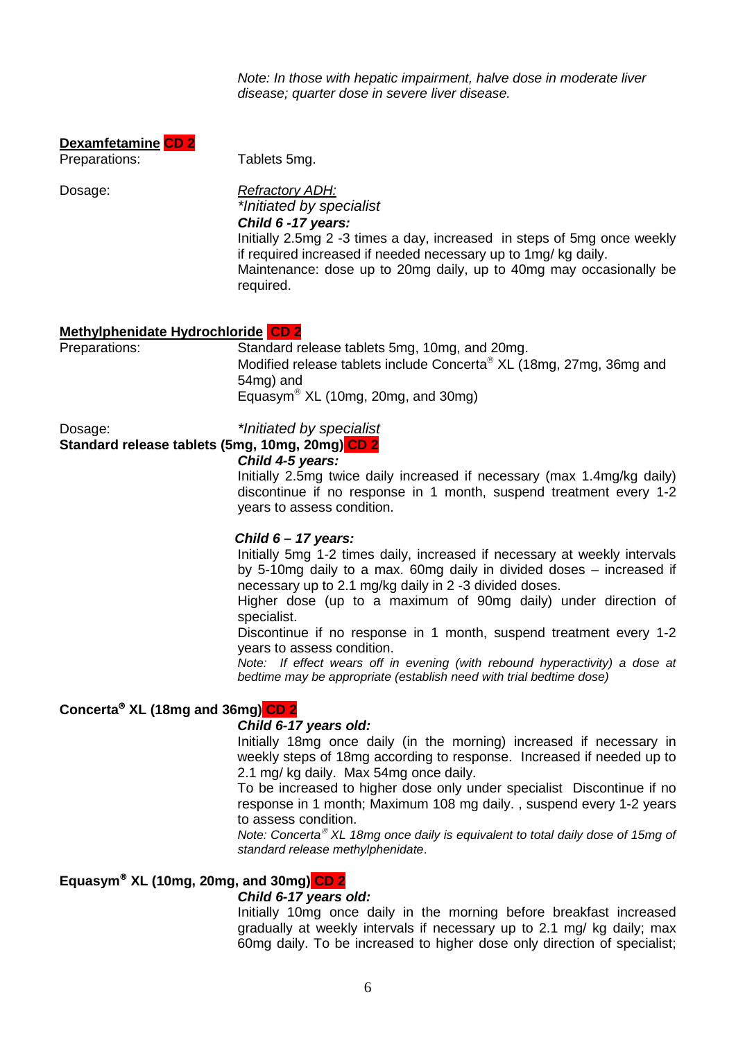*Note: In those with hepatic impairment, halve dose in moderate liver disease; quarter dose in severe liver disease.*

**Dexamfetamine** **CD 2**

Preparations: Tablets 5mg.

Dosage:

*Refractory ADH:*

*\*Initiated by specialist*

***Child 6 -17 years:***

Initially 2.5mg 2 -3 times a day, increased in steps of 5mg once weekly if required increased if needed necessary up to 1mg/ kg daily.

Maintenance: dose up to 20mg daily, up to 40mg may occasionally be required.

**Methylphenidate Hydrochloride** **CD 2**

Preparations:

Standard release tablets 5mg, 10mg, and 20mg.

Modified release tablets include Concerta® XL (18mg, 27mg, 36mg and 54mg) and

Equasym® XL (10mg, 20mg, and 30mg)

Dosage: *\*Initiated by specialist*

**Standard release tablets (5mg, 10mg, 20mg)** **CD 2**

***Child 4-5 years:***

Initially 2.5mg twice daily increased if necessary (max 1.4mg/kg daily) discontinue if no response in 1 month, suspend treatment every 1-2 years to assess condition.

***Child 6 – 17 years:***

Initially 5mg 1-2 times daily, increased if necessary at weekly intervals by 5-10mg daily to a max. 60mg daily in divided doses – increased if necessary up to 2.1 mg/kg daily in 2 -3 divided doses.

Higher dose (up to a maximum of 90mg daily) under direction of specialist.

Discontinue if no response in 1 month, suspend treatment every 1-2 years to assess condition.

*Note: If effect wears off in evening (with rebound hyperactivity) a dose at bedtime may be appropriate (establish need with trial bedtime dose)*

**Concerta® XL (18mg and 36mg)** **CD 2**

***Child 6-17 years old:***

Initially 18mg once daily (in the morning) increased if necessary in weekly steps of 18mg according to response. Increased if needed up to 2.1 mg/ kg daily. Max 54mg once daily.

To be increased to higher dose only under specialist Discontinue if no response in 1 month; Maximum 108 mg daily. , suspend every 1-2 years to assess condition.

*Note: Concerta® XL 18mg once daily is equivalent to total daily dose of 15mg of standard release methylphenidate.*

**Equasym® XL (10mg, 20mg, and 30mg)** **CD 2**

***Child 6-17 years old:***

Initially 10mg once daily in the morning before breakfast increased gradually at weekly intervals if necessary up to 2.1 mg/ kg daily; max 60mg daily. To be increased to higher dose only direction of specialist;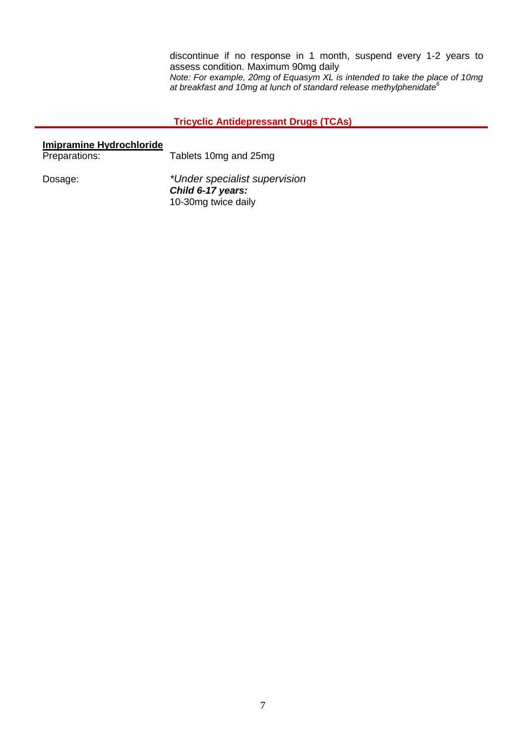discontinue if no response in 1 month, suspend every 1-2 years to assess condition. Maximum 90mg daily

*Note: For example, 20mg of Equasym XL is intended to take the place of 10mg at breakfast and 10mg at lunch of standard release methylphenidate*[6]

## Tricyclic Antidepressant Drugs (TCAs)

**Imipramine Hydrochloride**

Preparations: Tablets 10mg and 25mg

Dosage: *\*Under specialist supervision*

***Child 6-17 years:***

10-30mg twice daily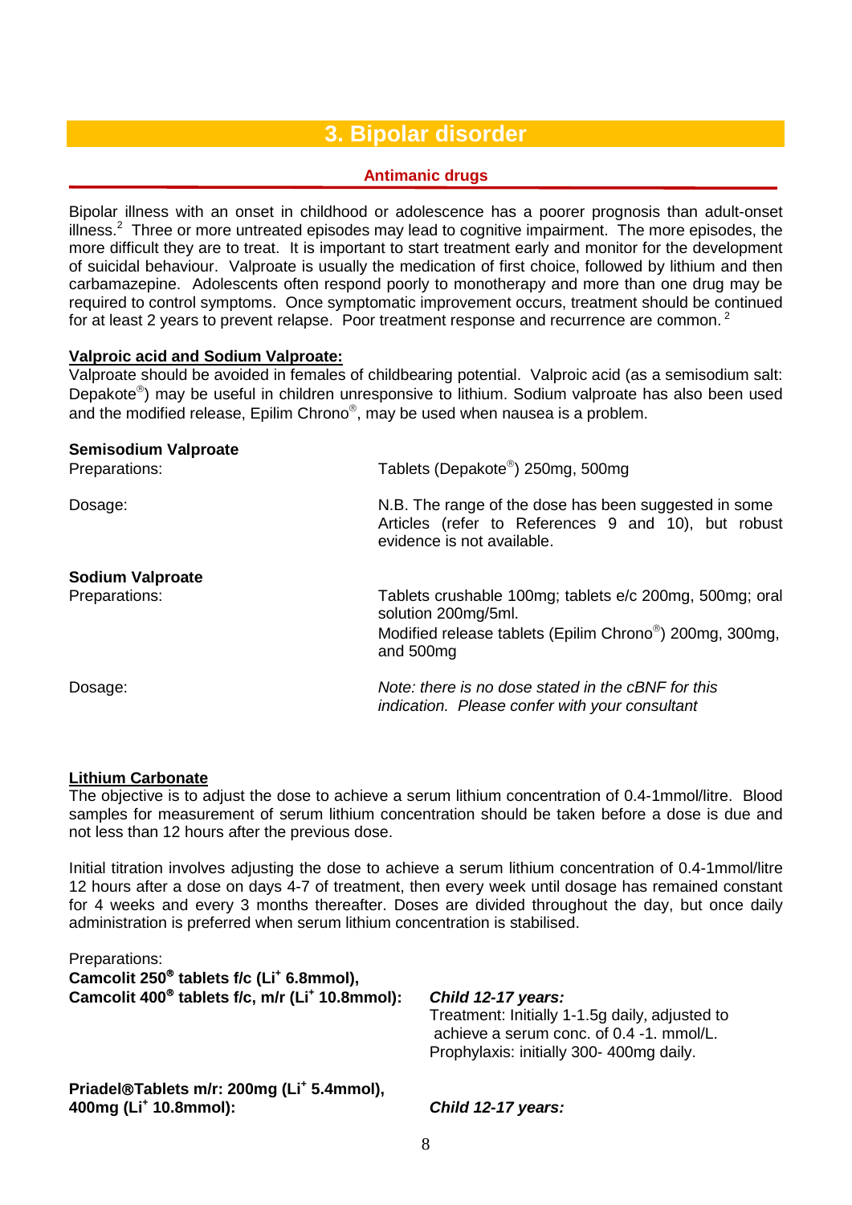# 3. Bipolar disorder

## Antimanic drugs

Bipolar illness with an onset in childhood or adolescence has a poorer prognosis than adult-onset illness.[2] Three or more untreated episodes may lead to cognitive impairment. The more episodes, the more difficult they are to treat. It is important to start treatment early and monitor for the development of suicidal behaviour. Valproate is usually the medication of first choice, followed by lithium and then carbamazepine. Adolescents often respond poorly to monotherapy and more than one drug may be required to control symptoms. Once symptomatic improvement occurs, treatment should be continued for at least 2 years to prevent relapse. Poor treatment response and recurrence are common. [2]

### Valproic acid and Sodium Valproate:

Valproate should be avoided in females of childbearing potential. Valproic acid (as a semisodium salt: Depakote®) may be useful in children unresponsive to lithium. Sodium valproate has also been used and the modified release, Epilim Chrono®, may be used when nausea is a problem.

**Semisodium Valproate**

Preparations: Tablets (Depakote®) 250mg, 500mg

Dosage: N.B. The range of the dose has been suggested in some Articles (refer to References 9 and 10), but robust evidence is not available.

**Sodium Valproate**

Preparations: Tablets crushable 100mg; tablets e/c 200mg, 500mg; oral solution 200mg/5ml.
Modified release tablets (Epilim Chrono®) 200mg, 300mg, and 500mg

Dosage: *Note: there is no dose stated in the cBNF for this indication. Please confer with your consultant*

### Lithium Carbonate

The objective is to adjust the dose to achieve a serum lithium concentration of 0.4-1mmol/litre. Blood samples for measurement of serum lithium concentration should be taken before a dose is due and not less than 12 hours after the previous dose.

Initial titration involves adjusting the dose to achieve a serum lithium concentration of 0.4-1mmol/litre 12 hours after a dose on days 4-7 of treatment, then every week until dosage has remained constant for 4 weeks and every 3 months thereafter. Doses are divided throughout the day, but once daily administration is preferred when serum lithium concentration is stabilised.

Preparations:

**Camcolit 250® tablets f/c ($Li^+$ 6.8mmol),**
**Camcolit 400® tablets f/c, m/r ($Li^+$ 10.8mmol):**

*Child 12-17 years:*
Treatment: Initially 1-1.5g daily, adjusted to achieve a serum conc. of 0.4 -1. mmol/L.
Prophylaxis: initially 300- 400mg daily.

**Priadel® Tablets m/r: 200mg ($Li^+$ 5.4mmol), 400mg ($Li^+$ 10.8mmol):**

*Child 12-17 years:*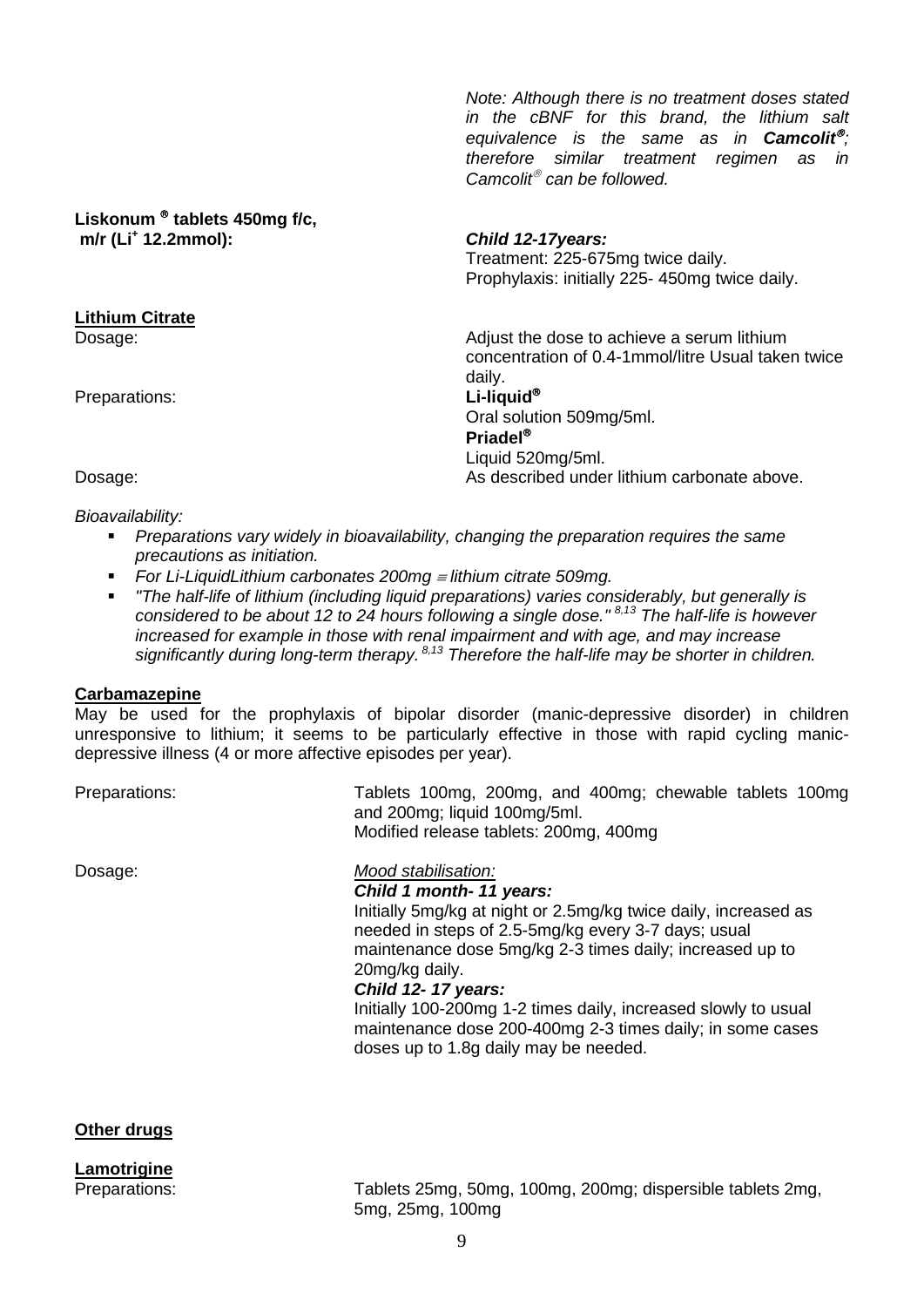*Note: Although there is no treatment doses stated in the cBNF for this brand, the lithium salt equivalence is the same as in **Camcolit®**; therefore similar treatment regimen as in Camcolit® can be followed.*

**Liskonum ® tablets 450mg f/c, m/r ($Li^+$ 12.2mmol):**

***Child 12-17years:***
Treatment: 225-675mg twice daily.
Prophylaxis: initially 225- 450mg twice daily.

**Lithium Citrate**

Dosage: Adjust the dose to achieve a serum lithium concentration of 0.4-1mmol/litre Usual taken twice daily.

Preparations: **Li-liquid®**
Oral solution 509mg/5ml.
**Priadel®**
Liquid 520mg/5ml.

Dosage: As described under lithium carbonate above.

*Bioavailability:*

- *Preparations vary widely in bioavailability, changing the preparation requires the same precautions as initiation.*
- *For Li-LiquidLithium carbonates 200mg ≡ lithium citrate 509mg.*
- *"The half-life of lithium (including liquid preparations) varies considerably, but generally is considered to be about 12 to 24 hours following a single dose."* [8,13] *The half-life is however increased for example in those with renal impairment and with age, and may increase significantly during long-term therapy.* [8,13] *Therefore the half-life may be shorter in children.*

**Carbamazepine**

May be used for the prophylaxis of bipolar disorder (manic-depressive disorder) in children unresponsive to lithium; it seems to be particularly effective in those with rapid cycling manic-depressive illness (4 or more affective episodes per year).

Preparations: Tablets 100mg, 200mg, and 400mg; chewable tablets 100mg and 200mg; liquid 100mg/5ml.
Modified release tablets: 200mg, 400mg

Dosage: *Mood stabilisation:*

***Child 1 month- 11 years:***
Initially 5mg/kg at night or 2.5mg/kg twice daily, increased as needed in steps of 2.5-5mg/kg every 3-7 days; usual maintenance dose 5mg/kg 2-3 times daily; increased up to 20mg/kg daily.

***Child 12- 17 years:***
Initially 100-200mg 1-2 times daily, increased slowly to usual maintenance dose 200-400mg 2-3 times daily; in some cases doses up to 1.8g daily may be needed.

**Other drugs**

**Lamotrigine**

Preparations: Tablets 25mg, 50mg, 100mg, 200mg; dispersible tablets 2mg, 5mg, 25mg, 100mg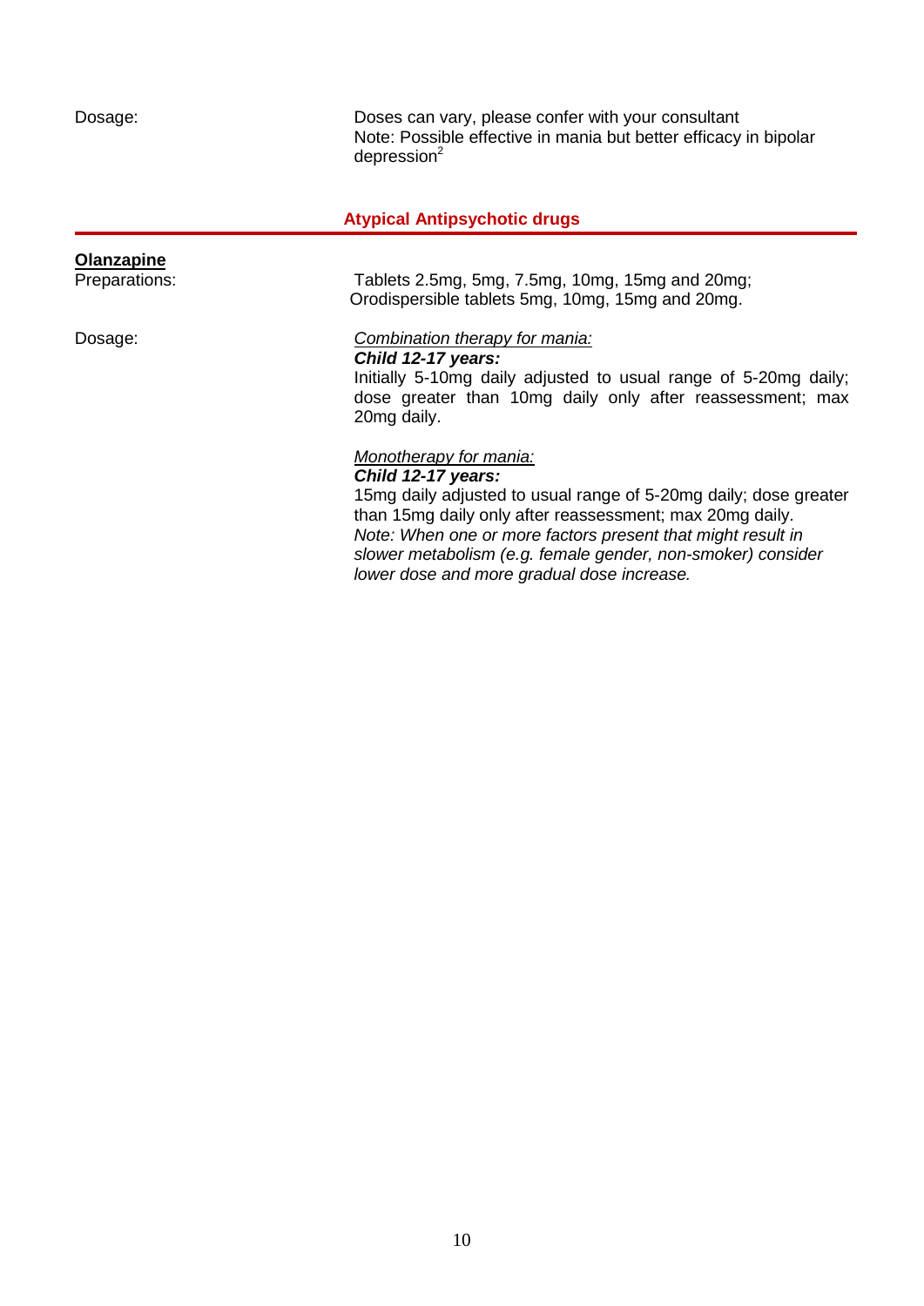Dosage: Doses can vary, please confer with your consultant
Note: Possible effective in mania but better efficacy in bipolar depression[2]

## Atypical Antipsychotic drugs

**Olanzapine**

Preparations: Tablets 2.5mg, 5mg, 7.5mg, 10mg, 15mg and 20mg; Orodispersible tablets 5mg, 10mg, 15mg and 20mg.

Dosage:

Combination therapy for mania:

***Child 12-17 years:***
Initially 5-10mg daily adjusted to usual range of 5-20mg daily; dose greater than 10mg daily only after reassessment; max 20mg daily.

Monotherapy for mania:

***Child 12-17 years:***
15mg daily adjusted to usual range of 5-20mg daily; dose greater than 15mg daily only after reassessment; max 20mg daily.
*Note: When one or more factors present that might result in slower metabolism (e.g. female gender, non-smoker) consider lower dose and more gradual dose increase.*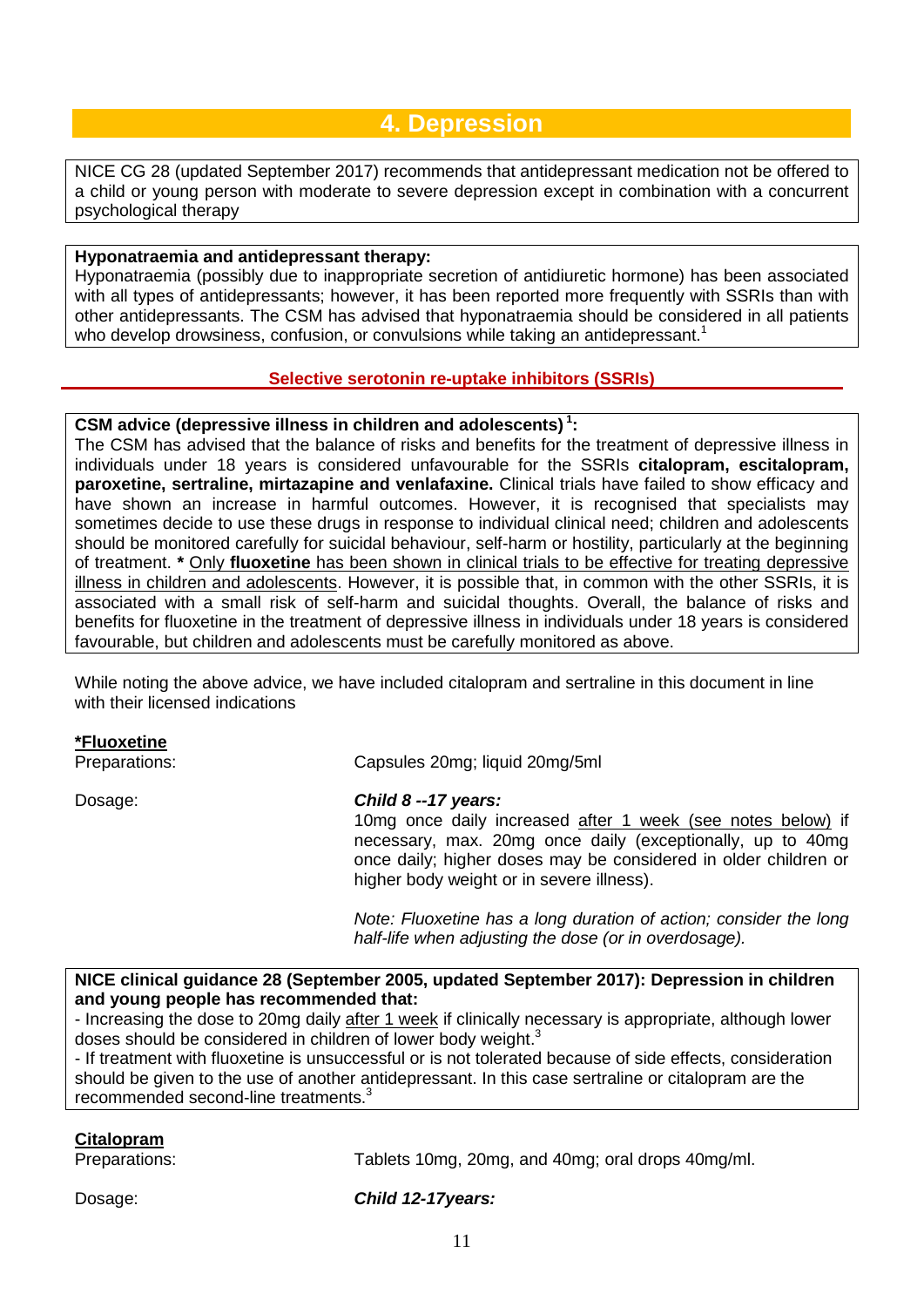# 4. Depression

NICE CG 28 (updated September 2017) recommends that antidepressant medication not be offered to a child or young person with moderate to severe depression except in combination with a concurrent psychological therapy

**Hyponatraemia and antidepressant therapy:**
Hyponatraemia (possibly due to inappropriate secretion of antidiuretic hormone) has been associated with all types of antidepressants; however, it has been reported more frequently with SSRIs than with other antidepressants. The CSM has advised that hyponatraemia should be considered in all patients who develop drowsiness, confusion, or convulsions while taking an antidepressant.[1]

## Selective serotonin re-uptake inhibitors (SSRIs)

**CSM advice (depressive illness in children and adolescents)[1]:**
The CSM has advised that the balance of risks and benefits for the treatment of depressive illness in individuals under 18 years is considered unfavourable for the SSRIs **citalopram, escitalopram, paroxetine, sertraline, mirtazapine and venlafaxine.** Clinical trials have failed to show efficacy and have shown an increase in harmful outcomes. However, it is recognised that specialists may sometimes decide to use these drugs in response to individual clinical need; children and adolescents should be monitored carefully for suicidal behaviour, self-harm or hostility, particularly at the beginning of treatment. **\*** Only **fluoxetine** has been shown in clinical trials to be effective for treating depressive illness in children and adolescents. However, it is possible that, in common with the other SSRIs, it is associated with a small risk of self-harm and suicidal thoughts. Overall, the balance of risks and benefits for fluoxetine in the treatment of depressive illness in individuals under 18 years is considered favourable, but children and adolescents must be carefully monitored as above.

While noting the above advice, we have included citalopram and sertraline in this document in line with their licensed indications

**\*Fluoxetine**

Preparations: Capsules 20mg; liquid 20mg/5ml

Dosage: ***Child 8 --17 years:***
10mg once daily increased after 1 week (see notes below) if necessary, max. 20mg once daily (exceptionally, up to 40mg once daily; higher doses may be considered in older children or higher body weight or in severe illness).

*Note: Fluoxetine has a long duration of action; consider the long half-life when adjusting the dose (or in overdosage).*

**NICE clinical guidance 28 (September 2005, updated September 2017): Depression in children and young people has recommended that:**
- Increasing the dose to 20mg daily after 1 week if clinically necessary is appropriate, although lower doses should be considered in children of lower body weight.[3]
- If treatment with fluoxetine is unsuccessful or is not tolerated because of side effects, consideration should be given to the use of another antidepressant. In this case sertraline or citalopram are the recommended second-line treatments.[3]

**Citalopram**

Preparations: Tablets 10mg, 20mg, and 40mg; oral drops 40mg/ml.

Dosage: ***Child 12-17years:***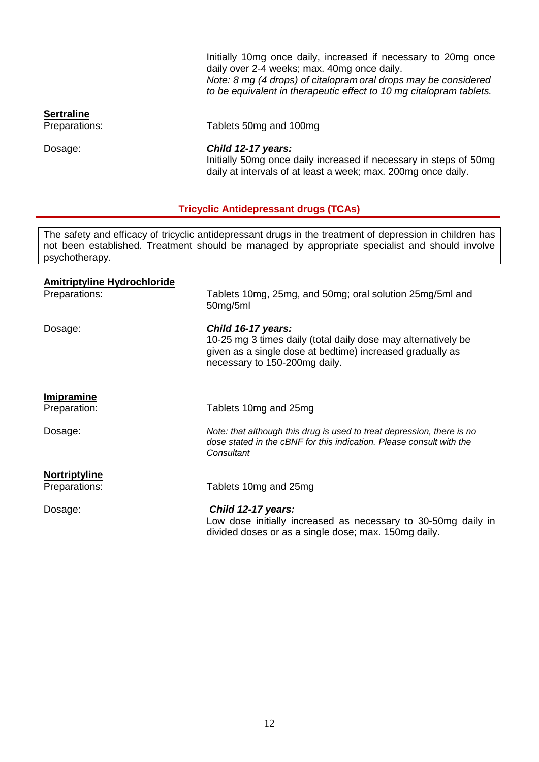Initially 10mg once daily, increased if necessary to 20mg once daily over 2-4 weeks; max. 40mg once daily.
*Note: 8 mg (4 drops) of citalopram oral drops may be considered to be equivalent in therapeutic effect to 10 mg citalopram tablets.*

**Sertraline**

Preparations: Tablets 50mg and 100mg

Dosage: ***Child 12-17 years:***
Initially 50mg once daily increased if necessary in steps of 50mg daily at intervals of at least a week; max. 200mg once daily.

## Tricyclic Antidepressant drugs (TCAs)

The safety and efficacy of tricyclic antidepressant drugs in the treatment of depression in children has not been established. Treatment should be managed by appropriate specialist and should involve psychotherapy.

**Amitriptyline Hydrochloride**

Preparations: Tablets 10mg, 25mg, and 50mg; oral solution 25mg/5ml and 50mg/5ml

Dosage: ***Child 16-17 years:***
10-25 mg 3 times daily (total daily dose may alternatively be given as a single dose at bedtime) increased gradually as necessary to 150-200mg daily.

**Imipramine**

Preparation: Tablets 10mg and 25mg

Dosage: *Note: that although this drug is used to treat depression, there is no dose stated in the cBNF for this indication. Please consult with the Consultant*

**Nortriptyline**

Preparations: Tablets 10mg and 25mg

Dosage: ***Child 12-17 years:***
Low dose initially increased as necessary to 30-50mg daily in divided doses or as a single dose; max. 150mg daily.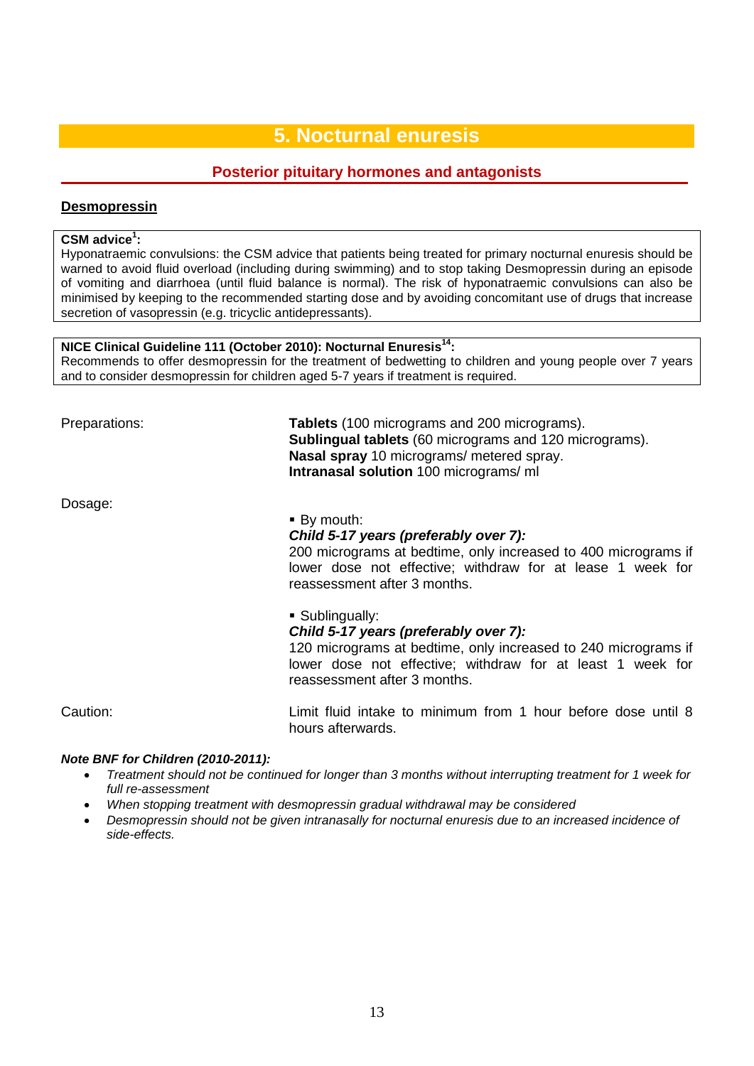# 5. Nocturnal enuresis

## Posterior pituitary hormones and antagonists

### Desmopressin

**CSM advice[1]:**
Hyponatraemic convulsions: the CSM advice that patients being treated for primary nocturnal enuresis should be warned to avoid fluid overload (including during swimming) and to stop taking Desmopressin during an episode of vomiting and diarrhoea (until fluid balance is normal). The risk of hyponatraemic convulsions can also be minimised by keeping to the recommended starting dose and by avoiding concomitant use of drugs that increase secretion of vasopressin (e.g. tricyclic antidepressants).

**NICE Clinical Guideline 111 (October 2010): Nocturnal Enuresis[14]:**
Recommends to offer desmopressin for the treatment of bedwetting to children and young people over 7 years and to consider desmopressin for children aged 5-7 years if treatment is required.

Preparations:

**Tablets** (100 micrograms and 200 micrograms).
**Sublingual tablets** (60 micrograms and 120 micrograms).
**Nasal spray** 10 micrograms/ metered spray.
**Intranasal solution** 100 micrograms/ ml

Dosage:

- By mouth:
  ***Child 5-17 years (preferably over 7):***
  200 micrograms at bedtime, only increased to 400 micrograms if lower dose not effective; withdraw for at lease 1 week for reassessment after 3 months.

- Sublingually:
  ***Child 5-17 years (preferably over 7):***
  120 micrograms at bedtime, only increased to 240 micrograms if lower dose not effective; withdraw for at least 1 week for reassessment after 3 months.

Caution: Limit fluid intake to minimum from 1 hour before dose until 8 hours afterwards.

***Note BNF for Children (2010-2011):***

- *Treatment should not be continued for longer than 3 months without interrupting treatment for 1 week for full re-assessment*
- *When stopping treatment with desmopressin gradual withdrawal may be considered*
- *Desmopressin should not be given intranasally for nocturnal enuresis due to an increased incidence of side-effects.*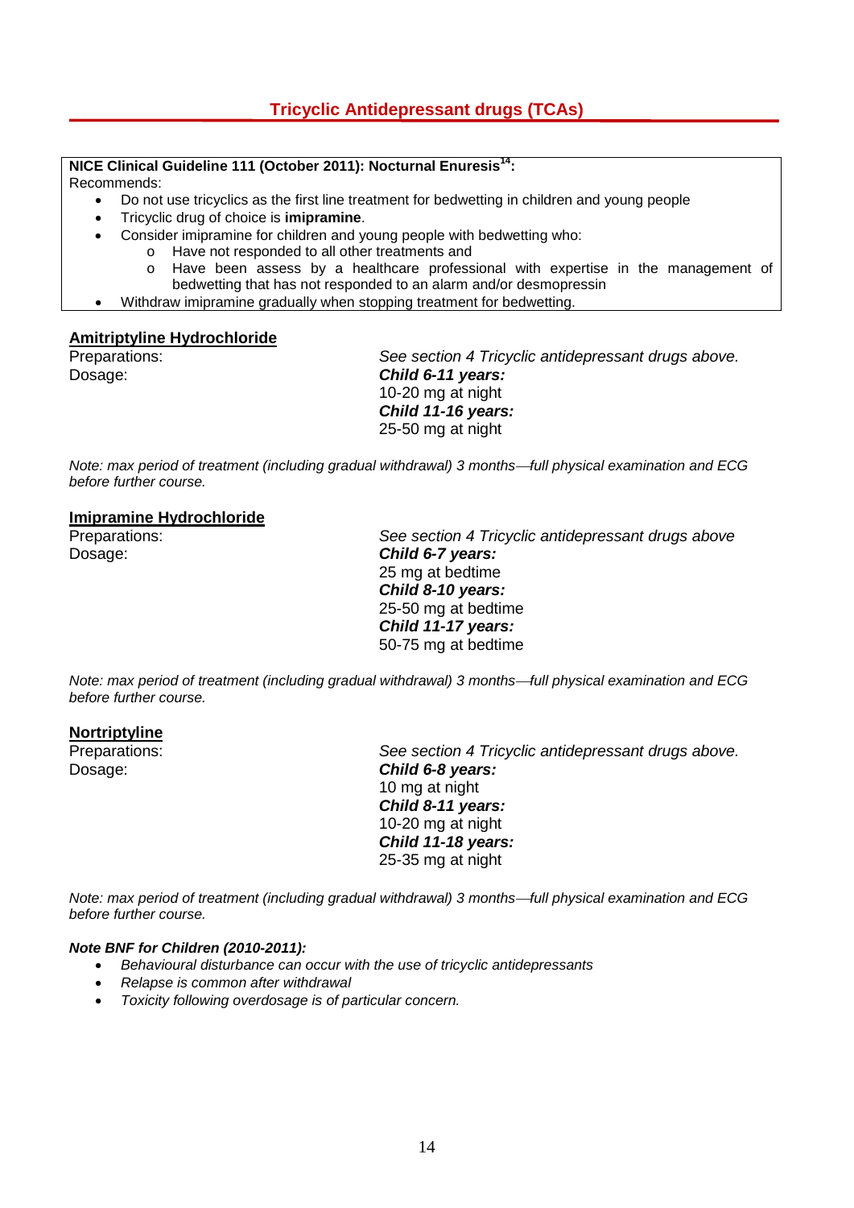## Tricyclic Antidepressant drugs (TCAs)

**NICE Clinical Guideline 111 (October 2011): Nocturnal Enuresis[14]:**

Recommends:

- Do not use tricyclics as the first line treatment for bedwetting in children and young people
- Tricyclic drug of choice is **imipramine**.
- Consider imipramine for children and young people with bedwetting who:
  - Have not responded to all other treatments and
  - Have been assess by a healthcare professional with expertise in the management of bedwetting that has not responded to an alarm and/or desmopressin
- Withdraw imipramine gradually when stopping treatment for bedwetting.

### Amitriptyline Hydrochloride

Preparations: *See section 4 Tricyclic antidepressant drugs above.*

Dosage:

***Child 6-11 years:***
10-20 mg at night

***Child 11-16 years:***
25-50 mg at night

*Note: max period of treatment (including gradual withdrawal) 3 months—full physical examination and ECG before further course.*

### Imipramine Hydrochloride

Preparations: *See section 4 Tricyclic antidepressant drugs above*

Dosage:

***Child 6-7 years:***
25 mg at bedtime

***Child 8-10 years:***
25-50 mg at bedtime

***Child 11-17 years:***
50-75 mg at bedtime

*Note: max period of treatment (including gradual withdrawal) 3 months—full physical examination and ECG before further course.*

### Nortriptyline

Preparations: *See section 4 Tricyclic antidepressant drugs above.*

Dosage:

***Child 6-8 years:***
10 mg at night

***Child 8-11 years:***
10-20 mg at night

***Child 11-18 years:***
25-35 mg at night

*Note: max period of treatment (including gradual withdrawal) 3 months—full physical examination and ECG before further course.*

***Note BNF for Children (2010-2011):***

- *Behavioural disturbance can occur with the use of tricyclic antidepressants*
- *Relapse is common after withdrawal*
- *Toxicity following overdosage is of particular concern.*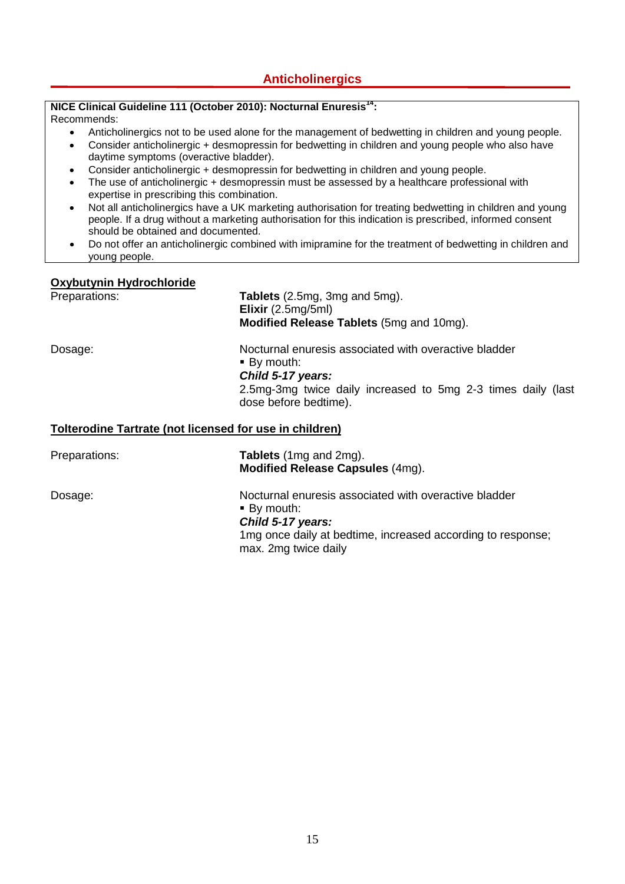## Anticholinergics

**NICE Clinical Guideline 111 (October 2010): Nocturnal Enuresis[14]:**

Recommends:

- Anticholinergics not to be used alone for the management of bedwetting in children and young people.
- Consider anticholinergic + desmopressin for bedwetting in children and young people who also have daytime symptoms (overactive bladder).
- Consider anticholinergic + desmopressin for bedwetting in children and young people.
- The use of anticholinergic + desmopressin must be assessed by a healthcare professional with expertise in prescribing this combination.
- Not all anticholinergics have a UK marketing authorisation for treating bedwetting in children and young people. If a drug without a marketing authorisation for this indication is prescribed, informed consent should be obtained and documented.
- Do not offer an anticholinergic combined with imipramine for the treatment of bedwetting in children and young people.

### Oxybutynin Hydrochloride

Preparations:

**Tablets** (2.5mg, 3mg and 5mg).
**Elixir** (2.5mg/5ml)
**Modified Release Tablets** (5mg and 10mg).

Dosage:

Nocturnal enuresis associated with overactive bladder

- By mouth:

***Child 5-17 years:***
2.5mg-3mg twice daily increased to 5mg 2-3 times daily (last dose before bedtime).

### Tolterodine Tartrate (not licensed for use in children)

Preparations:

**Tablets** (1mg and 2mg).
**Modified Release Capsules** (4mg).

Dosage:

Nocturnal enuresis associated with overactive bladder

- By mouth:

***Child 5-17 years:***
1mg once daily at bedtime, increased according to response; max. 2mg twice daily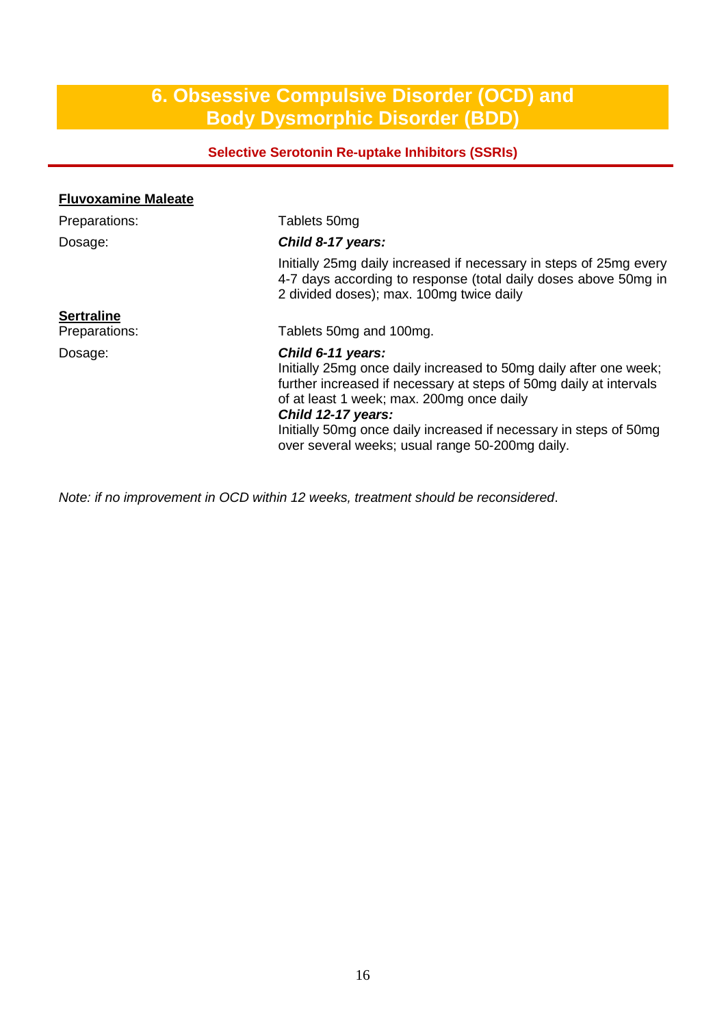# 6. Obsessive Compulsive Disorder (OCD) and Body Dysmorphic Disorder (BDD)

## Selective Serotonin Re-uptake Inhibitors (SSRIs)

**Fluvoxamine Maleate**

| | |
|---|---|
| Preparations: | Tablets 50mg |
| Dosage: | ***Child 8-17 years:*** |
| | Initially 25mg daily increased if necessary in steps of 25mg every 4-7 days according to response (total daily doses above 50mg in 2 divided doses); max. 100mg twice daily |

**Sertraline**

| | |
|---|---|
| Preparations: | Tablets 50mg and 100mg. |
| Dosage: | ***Child 6-11 years:*** Initially 25mg once daily increased to 50mg daily after one week; further increased if necessary at steps of 50mg daily at intervals of at least 1 week; max. 200mg once daily ***Child 12-17 years:*** Initially 50mg once daily increased if necessary in steps of 50mg over several weeks; usual range 50-200mg daily. |

*Note: if no improvement in OCD within 12 weeks, treatment should be reconsidered*.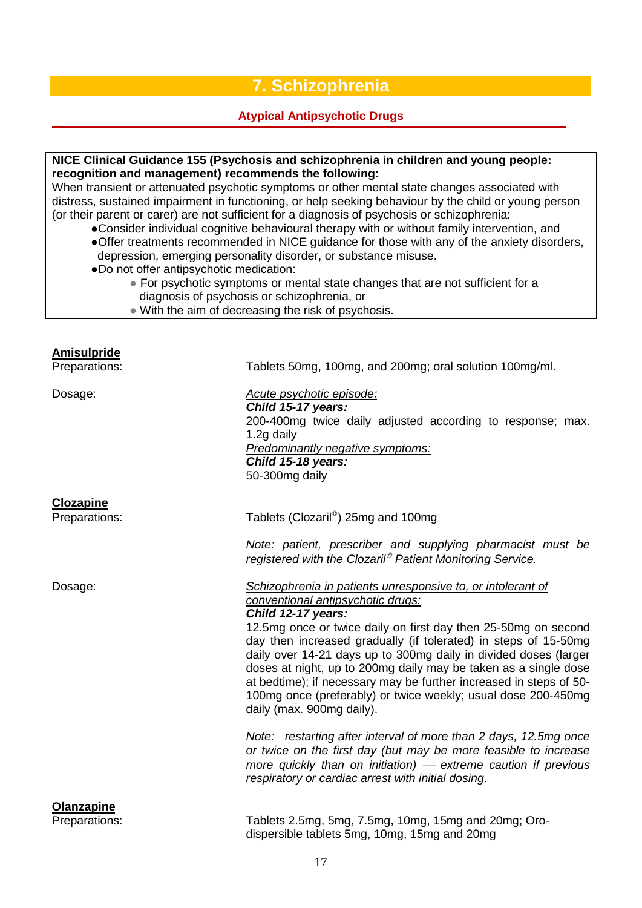# 7. Schizophrenia

## Atypical Antipsychotic Drugs

**NICE Clinical Guidance 155 (Psychosis and schizophrenia in children and young people: recognition and management) recommends the following:**
When transient or attenuated psychotic symptoms or other mental state changes associated with distress, sustained impairment in functioning, or help seeking behaviour by the child or young person (or their parent or carer) are not sufficient for a diagnosis of psychosis or schizophrenia:

- Consider individual cognitive behavioural therapy with or without family intervention, and
- Offer treatments recommended in NICE guidance for those with any of the anxiety disorders, depression, emerging personality disorder, or substance misuse.
- Do not offer antipsychotic medication:
  - For psychotic symptoms or mental state changes that are not sufficient for a diagnosis of psychosis or schizophrenia, or
  - With the aim of decreasing the risk of psychosis.

**Amisulpride**

Preparations: Tablets 50mg, 100mg, and 200mg; oral solution 100mg/ml.

Dosage:

Acute psychotic episode:
***Child 15-17 years:***
200-400mg twice daily adjusted according to response; max. 1.2g daily

Predominantly negative symptoms:
***Child 15-18 years:***
50-300mg daily

**Clozapine**

Preparations: Tablets (Clozaril®) 25mg and 100mg

*Note: patient, prescriber and supplying pharmacist must be registered with the Clozaril® Patient Monitoring Service.*

Dosage:

Schizophrenia in patients unresponsive to, or intolerant of conventional antipsychotic drugs:
***Child 12-17 years:***
12.5mg once or twice daily on first day then 25-50mg on second day then increased gradually (if tolerated) in steps of 15-50mg daily over 14-21 days up to 300mg daily in divided doses (larger doses at night, up to 200mg daily may be taken as a single dose at bedtime); if necessary may be further increased in steps of 50-100mg once (preferably) or twice weekly; usual dose 200-450mg daily (max. 900mg daily).

*Note: restarting after interval of more than 2 days, 12.5mg once or twice on the first day (but may be more feasible to increase more quickly than on initiation) — extreme caution if previous respiratory or cardiac arrest with initial dosing.*

**Olanzapine**

Preparations: Tablets 2.5mg, 5mg, 7.5mg, 10mg, 15mg and 20mg; Oro-dispersible tablets 5mg, 10mg, 15mg and 20mg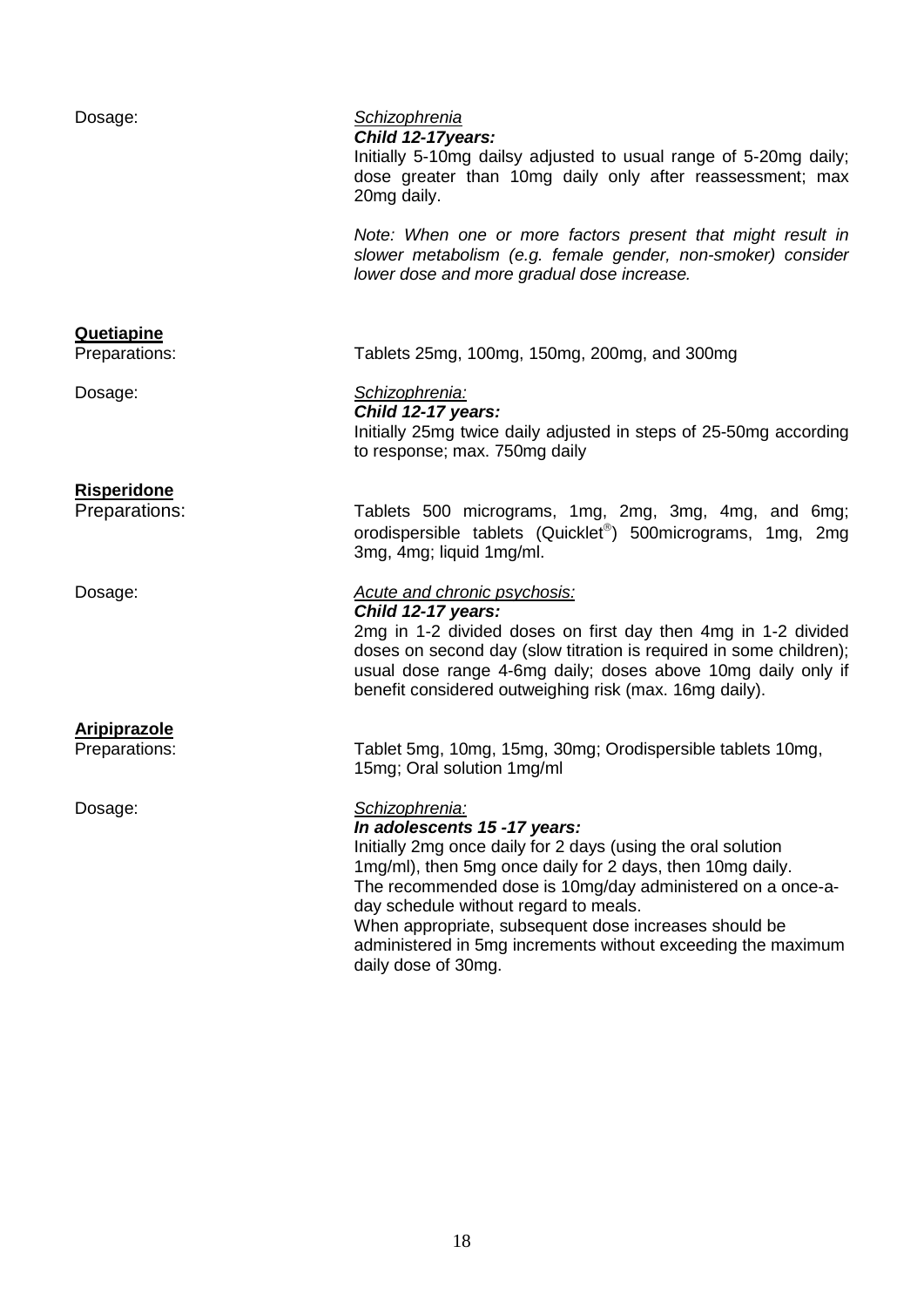Dosage: *Schizophrenia*

***Child 12-17years:***

Initially 5-10mg dailsy adjusted to usual range of 5-20mg daily; dose greater than 10mg daily only after reassessment; max 20mg daily.

*Note: When one or more factors present that might result in slower metabolism (e.g. female gender, non-smoker) consider lower dose and more gradual dose increase.*

**Quetiapine**

Preparations: Tablets 25mg, 100mg, 150mg, 200mg, and 300mg

Dosage: *Schizophrenia:*

***Child 12-17 years:***

Initially 25mg twice daily adjusted in steps of 25-50mg according to response; max. 750mg daily

**Risperidone**

Preparations: Tablets 500 micrograms, 1mg, 2mg, 3mg, 4mg, and 6mg; orodispersible tablets (Quicklet®) 500micrograms, 1mg, 2mg 3mg, 4mg; liquid 1mg/ml.

Dosage: *Acute and chronic psychosis:*

***Child 12-17 years:***

2mg in 1-2 divided doses on first day then 4mg in 1-2 divided doses on second day (slow titration is required in some children); usual dose range 4-6mg daily; doses above 10mg daily only if benefit considered outweighing risk (max. 16mg daily).

**Aripiprazole**

Preparations: Tablet 5mg, 10mg, 15mg, 30mg; Orodispersible tablets 10mg, 15mg; Oral solution 1mg/ml

Dosage: *Schizophrenia:*

***In adolescents 15 -17 years:***

Initially 2mg once daily for 2 days (using the oral solution 1mg/ml), then 5mg once daily for 2 days, then 10mg daily.
The recommended dose is 10mg/day administered on a once-a-day schedule without regard to meals.
When appropriate, subsequent dose increases should be administered in 5mg increments without exceeding the maximum daily dose of 30mg.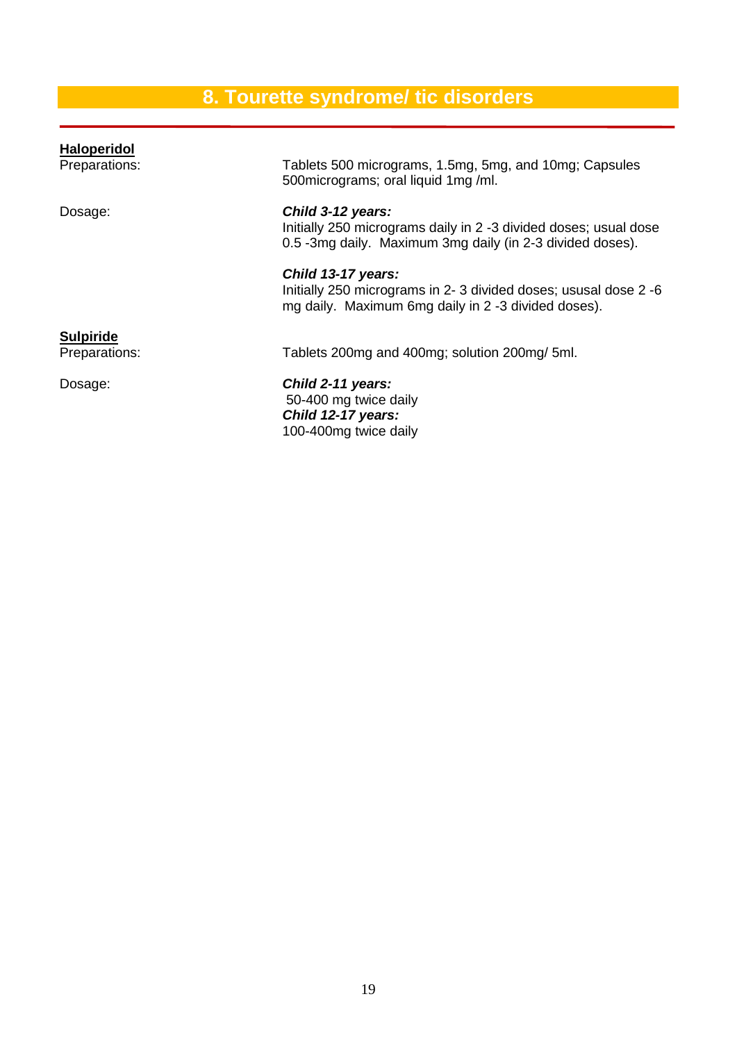# 8. Tourette syndrome/ tic disorders

**Haloperidol**

Preparations: Tablets 500 micrograms, 1.5mg, 5mg, and 10mg; Capsules 500micrograms; oral liquid 1mg /ml.

Dosage:

***Child 3-12 years:***
Initially 250 micrograms daily in 2 -3 divided doses; usual dose 0.5 -3mg daily. Maximum 3mg daily (in 2-3 divided doses).

***Child 13-17 years:***
Initially 250 micrograms in 2- 3 divided doses; ususal dose 2 -6 mg daily. Maximum 6mg daily in 2 -3 divided doses).

**Sulpiride**

Preparations: Tablets 200mg and 400mg; solution 200mg/ 5ml.

Dosage:

***Child 2-11 years:***
50-400 mg twice daily

***Child 12-17 years:***
100-400mg twice daily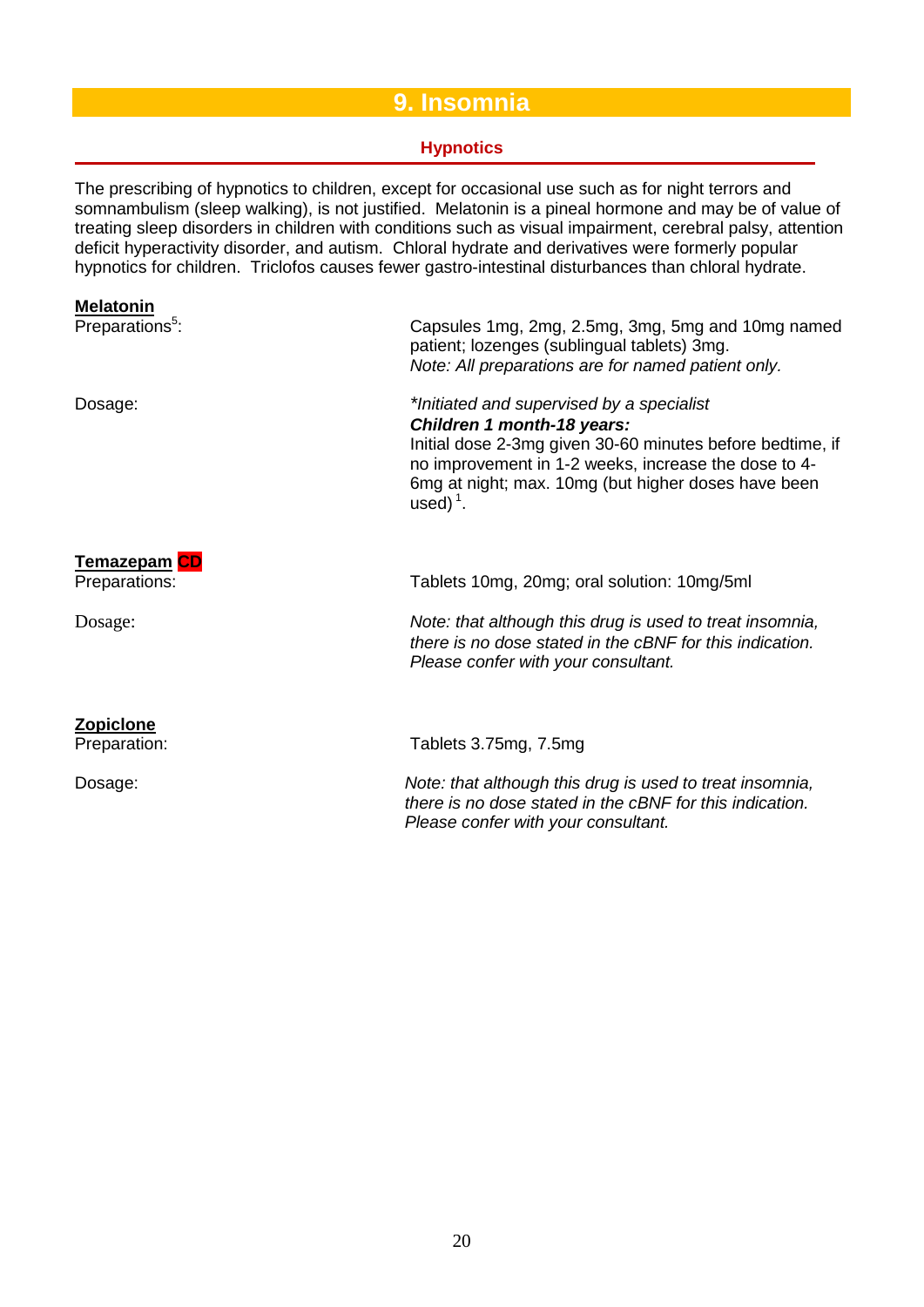# 9. Insomnia

## Hypnotics

The prescribing of hypnotics to children, except for occasional use such as for night terrors and somnambulism (sleep walking), is not justified. Melatonin is a pineal hormone and may be of value of treating sleep disorders in children with conditions such as visual impairment, cerebral palsy, attention deficit hyperactivity disorder, and autism. Chloral hydrate and derivatives were formerly popular hypnotics for children. Triclofos causes fewer gastro-intestinal disturbances than chloral hydrate.

**Melatonin**

Preparations[5]: Capsules 1mg, 2mg, 2.5mg, 3mg, 5mg and 10mg named patient; lozenges (sublingual tablets) 3mg.
*Note: All preparations are for named patient only.*

Dosage: *Initiated and supervised by a specialist*
***Children 1 month-18 years:***
Initial dose 2-3mg given 30-60 minutes before bedtime, if no improvement in 1-2 weeks, increase the dose to 4-6mg at night; max. 10mg (but higher doses have been used)[1].

**Temazepam** CD

Preparations: Tablets 10mg, 20mg; oral solution: 10mg/5ml

Dosage: *Note: that although this drug is used to treat insomnia, there is no dose stated in the cBNF for this indication. Please confer with your consultant.*

**Zopiclone**

Preparation: Tablets 3.75mg, 7.5mg

Dosage: *Note: that although this drug is used to treat insomnia, there is no dose stated in the cBNF for this indication. Please confer with your consultant.*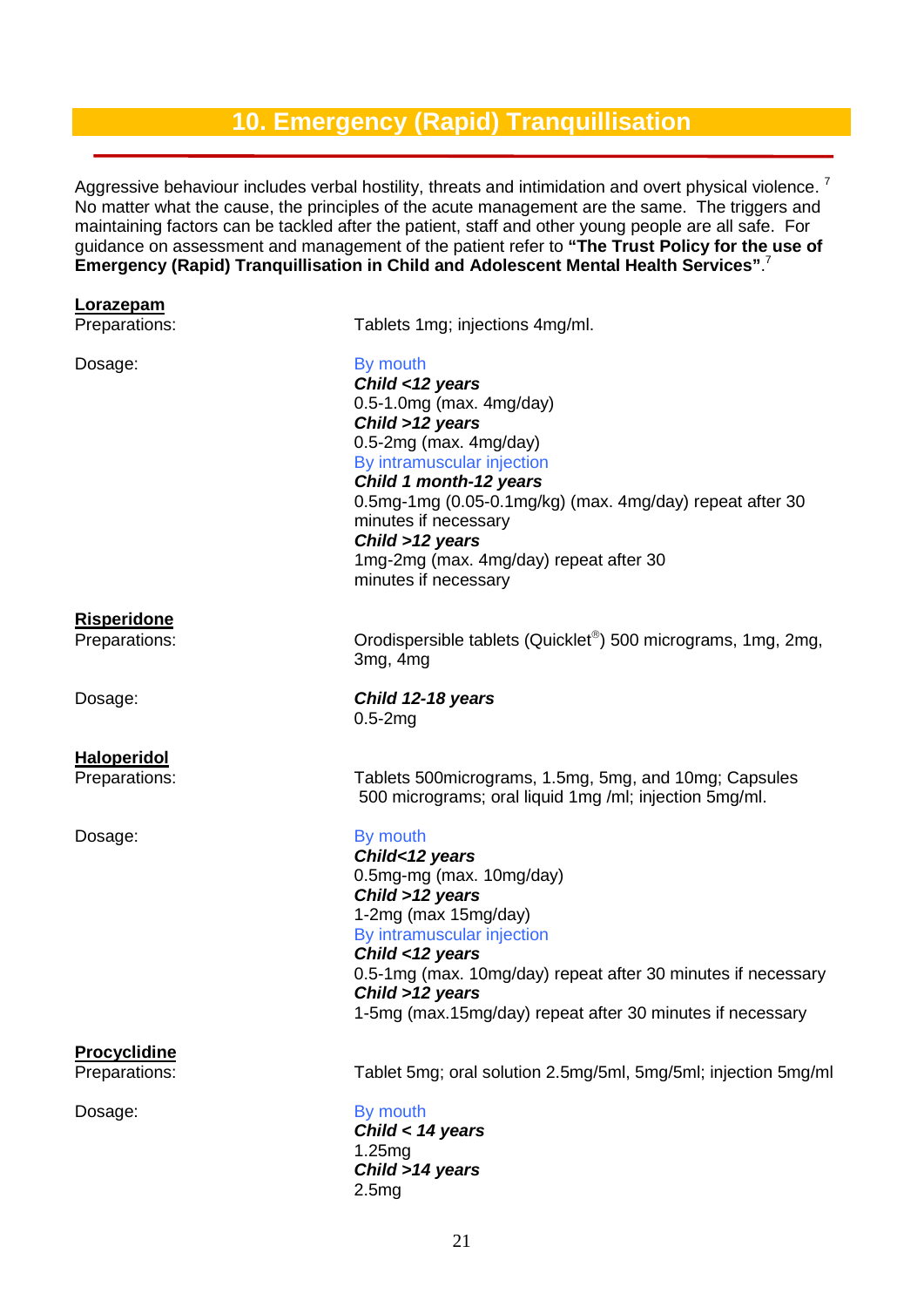## 10. Emergency (Rapid) Tranquillisation

Aggressive behaviour includes verbal hostility, threats and intimidation and overt physical violence. [7] No matter what the cause, the principles of the acute management are the same. The triggers and maintaining factors can be tackled after the patient, staff and other young people are all safe. For guidance on assessment and management of the patient refer to **"The Trust Policy for the use of Emergency (Rapid) Tranquillisation in Child and Adolescent Mental Health Services"**.[7]

**Lorazepam**

Preparations: Tablets 1mg; injections 4mg/ml.

Dosage:

By mouth

***Child <12 years***
0.5-1.0mg (max. 4mg/day)

***Child >12 years***
0.5-2mg (max. 4mg/day)

By intramuscular injection

***Child 1 month-12 years***
0.5mg-1mg (0.05-0.1mg/kg) (max. 4mg/day) repeat after 30 minutes if necessary

***Child >12 years***
1mg-2mg (max. 4mg/day) repeat after 30 minutes if necessary

**Risperidone**

Preparations: Orodispersible tablets (Quicklet®) 500 micrograms, 1mg, 2mg, 3mg, 4mg

Dosage:

***Child 12-18 years***
0.5-2mg

**Haloperidol**

Preparations: Tablets 500micrograms, 1.5mg, 5mg, and 10mg; Capsules 500 micrograms; oral liquid 1mg /ml; injection 5mg/ml.

Dosage:

By mouth

***Child<12 years***
0.5mg-mg (max. 10mg/day)

***Child >12 years***
1-2mg (max 15mg/day)

By intramuscular injection

***Child <12 years***
0.5-1mg (max. 10mg/day) repeat after 30 minutes if necessary

***Child >12 years***
1-5mg (max.15mg/day) repeat after 30 minutes if necessary

**Procyclidine**

Preparations: Tablet 5mg; oral solution 2.5mg/5ml, 5mg/5ml; injection 5mg/ml

Dosage:

By mouth

***Child < 14 years***
1.25mg

***Child >14 years***
2.5mg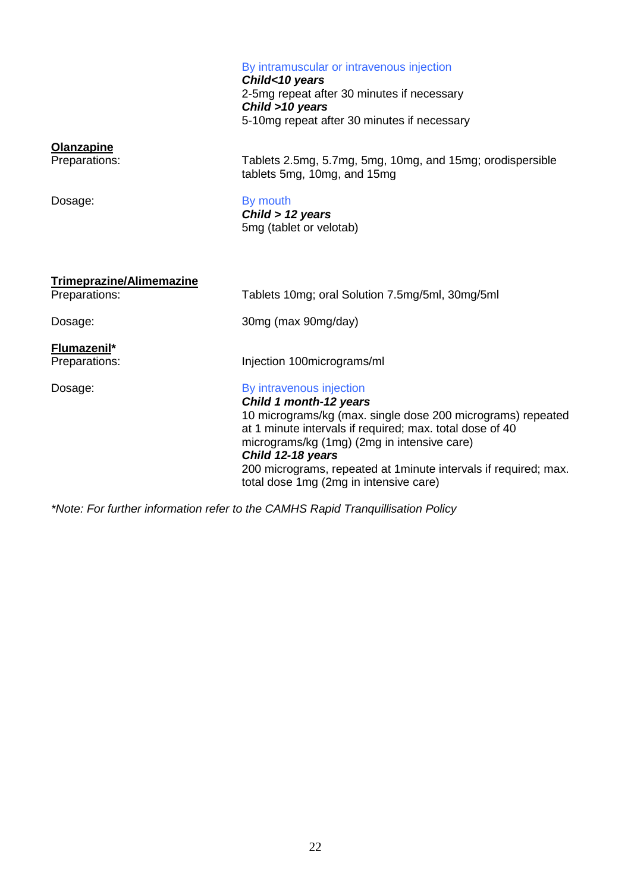By intramuscular or intravenous injection
***Child<10 years***
2-5mg repeat after 30 minutes if necessary
***Child >10 years***
5-10mg repeat after 30 minutes if necessary

**Olanzapine**

Preparations: Tablets 2.5mg, 5.7mg, 5mg, 10mg, and 15mg; orodispersible tablets 5mg, 10mg, and 15mg

Dosage: By mouth
***Child > 12 years***
5mg (tablet or velotab)

**Trimeprazine/Alimemazine**

Preparations: Tablets 10mg; oral Solution 7.5mg/5ml, 30mg/5ml

Dosage: 30mg (max 90mg/day)

**Flumazenil***

Preparations: Injection 100micrograms/ml

Dosage: By intravenous injection
***Child 1 month-12 years***
10 micrograms/kg (max. single dose 200 micrograms) repeated at 1 minute intervals if required; max. total dose of 40 micrograms/kg (1mg) (2mg in intensive care)
***Child 12-18 years***
200 micrograms, repeated at 1minute intervals if required; max. total dose 1mg (2mg in intensive care)

**Note: For further information refer to the CAMHS Rapid Tranquillisation Policy*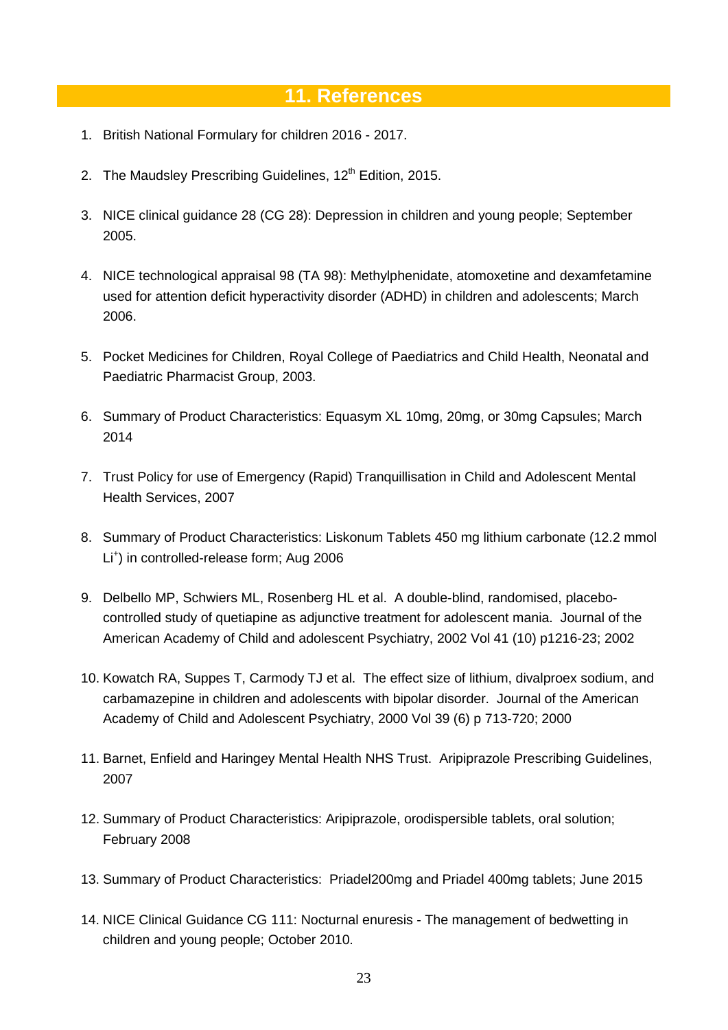## 11. References

1. British National Formulary for children 2016 - 2017.
2. The Maudsley Prescribing Guidelines, 12th Edition, 2015.
3. NICE clinical guidance 28 (CG 28): Depression in children and young people; September 2005.
4. NICE technological appraisal 98 (TA 98): Methylphenidate, atomoxetine and dexamfetamine used for attention deficit hyperactivity disorder (ADHD) in children and adolescents; March 2006.
5. Pocket Medicines for Children, Royal College of Paediatrics and Child Health, Neonatal and Paediatric Pharmacist Group, 2003.
6. Summary of Product Characteristics: Equasym XL 10mg, 20mg, or 30mg Capsules; March 2014
7. Trust Policy for use of Emergency (Rapid) Tranquillisation in Child and Adolescent Mental Health Services, 2007
8. Summary of Product Characteristics: Liskonum Tablets 450 mg lithium carbonate (12.2 mmol $Li^+$) in controlled-release form; Aug 2006
9. Delbello MP, Schwiers ML, Rosenberg HL et al. A double-blind, randomised, placebo-controlled study of quetiapine as adjunctive treatment for adolescent mania. Journal of the American Academy of Child and adolescent Psychiatry, 2002 Vol 41 (10) p1216-23; 2002
10. Kowatch RA, Suppes T, Carmody TJ et al. The effect size of lithium, divalproex sodium, and carbamazepine in children and adolescents with bipolar disorder. Journal of the American Academy of Child and Adolescent Psychiatry, 2000 Vol 39 (6) p 713-720; 2000
11. Barnet, Enfield and Haringey Mental Health NHS Trust. Aripiprazole Prescribing Guidelines, 2007
12. Summary of Product Characteristics: Aripiprazole, orodispersible tablets, oral solution; February 2008
13. Summary of Product Characteristics: Priadel200mg and Priadel 400mg tablets; June 2015
14. NICE Clinical Guidance CG 111: Nocturnal enuresis - The management of bedwetting in children and young people; October 2010.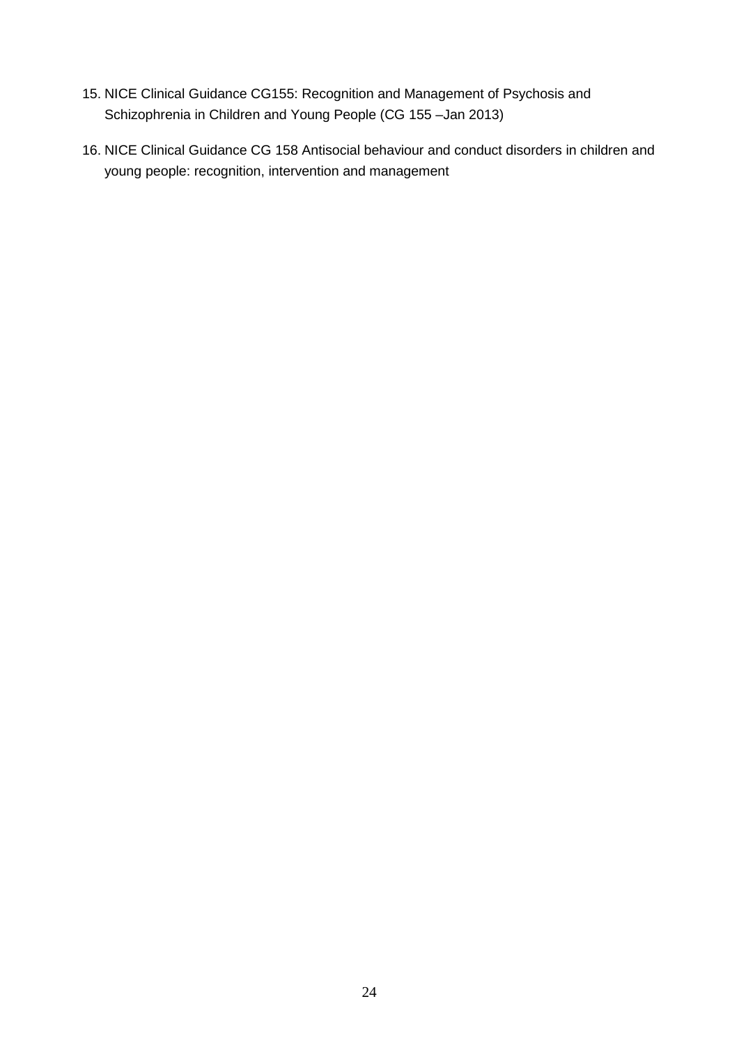15. NICE Clinical Guidance CG155: Recognition and Management of Psychosis and Schizophrenia in Children and Young People (CG 155 –Jan 2013)
16. NICE Clinical Guidance CG 158 Antisocial behaviour and conduct disorders in children and young people: recognition, intervention and management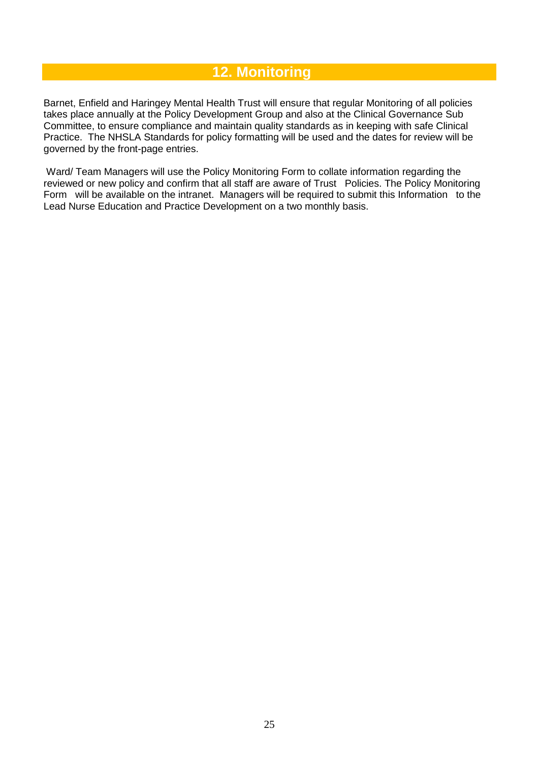## 12. Monitoring

Barnet, Enfield and Haringey Mental Health Trust will ensure that regular Monitoring of all policies takes place annually at the Policy Development Group and also at the Clinical Governance Sub Committee, to ensure compliance and maintain quality standards as in keeping with safe Clinical Practice. The NHSLA Standards for policy formatting will be used and the dates for review will be governed by the front-page entries.

Ward/ Team Managers will use the Policy Monitoring Form to collate information regarding the reviewed or new policy and confirm that all staff are aware of Trust Policies. The Policy Monitoring Form will be available on the intranet. Managers will be required to submit this Information to the Lead Nurse Education and Practice Development on a two monthly basis.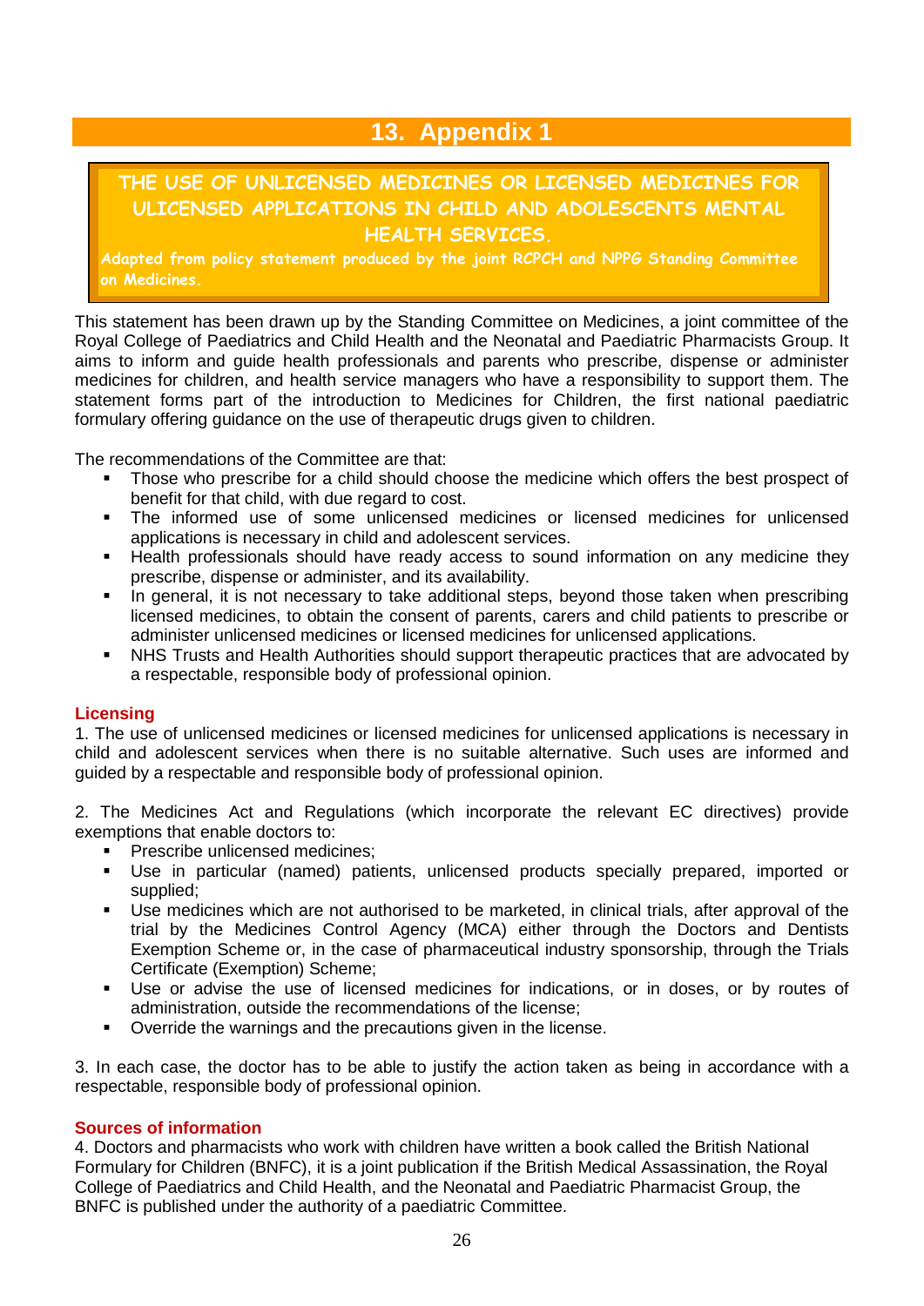## 13. Appendix 1

**THE USE OF UNLICENSED MEDICINES OR LICENSED MEDICINES FOR ULICENSED APPLICATIONS IN CHILD AND ADOLESCENTS MENTAL HEALTH SERVICES.**

***Adapted from policy statement produced by the joint RCPCH and NPPG Standing Committee on Medicines.***

This statement has been drawn up by the Standing Committee on Medicines, a joint committee of the Royal College of Paediatrics and Child Health and the Neonatal and Paediatric Pharmacists Group. It aims to inform and guide health professionals and parents who prescribe, dispense or administer medicines for children, and health service managers who have a responsibility to support them. The statement forms part of the introduction to Medicines for Children, the first national paediatric formulary offering guidance on the use of therapeutic drugs given to children.

The recommendations of the Committee are that:

- Those who prescribe for a child should choose the medicine which offers the best prospect of benefit for that child, with due regard to cost.
- The informed use of some unlicensed medicines or licensed medicines for unlicensed applications is necessary in child and adolescent services.
- Health professionals should have ready access to sound information on any medicine they prescribe, dispense or administer, and its availability.
- In general, it is not necessary to take additional steps, beyond those taken when prescribing licensed medicines, to obtain the consent of parents, carers and child patients to prescribe or administer unlicensed medicines or licensed medicines for unlicensed applications.
- NHS Trusts and Health Authorities should support therapeutic practices that are advocated by a respectable, responsible body of professional opinion.

### Licensing

1. The use of unlicensed medicines or licensed medicines for unlicensed applications is necessary in child and adolescent services when there is no suitable alternative. Such uses are informed and guided by a respectable and responsible body of professional opinion.

2. The Medicines Act and Regulations (which incorporate the relevant EC directives) provide exemptions that enable doctors to:

- Prescribe unlicensed medicines;
- Use in particular (named) patients, unlicensed products specially prepared, imported or supplied;
- Use medicines which are not authorised to be marketed, in clinical trials, after approval of the trial by the Medicines Control Agency (MCA) either through the Doctors and Dentists Exemption Scheme or, in the case of pharmaceutical industry sponsorship, through the Trials Certificate (Exemption) Scheme;
- Use or advise the use of licensed medicines for indications, or in doses, or by routes of administration, outside the recommendations of the license;
- Override the warnings and the precautions given in the license.

3. In each case, the doctor has to be able to justify the action taken as being in accordance with a respectable, responsible body of professional opinion.

### Sources of information

4. Doctors and pharmacists who work with children have written a book called the British National Formulary for Children (BNFC), it is a joint publication if the British Medical Assassination, the Royal College of Paediatrics and Child Health, and the Neonatal and Paediatric Pharmacist Group, the BNFC is published under the authority of a paediatric Committee.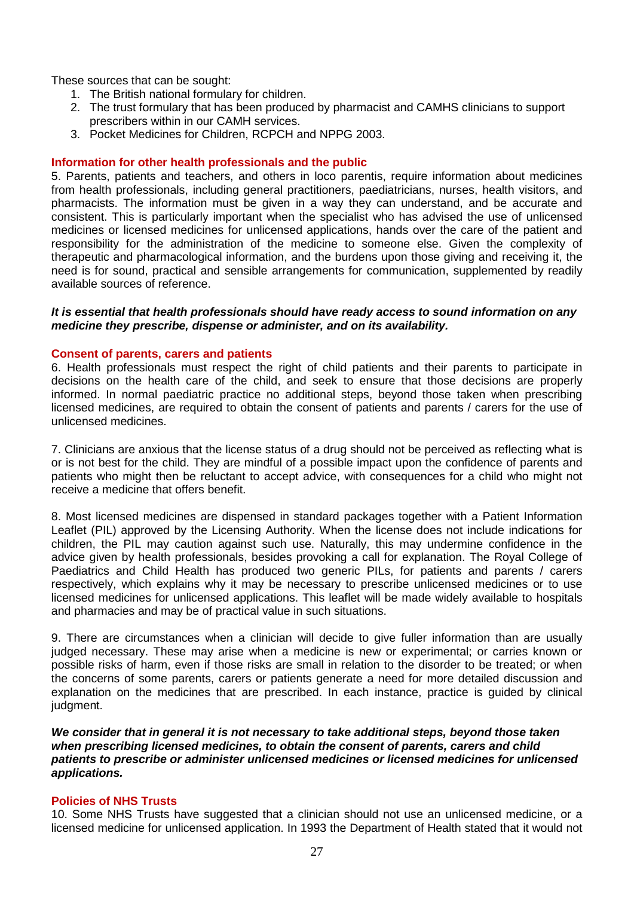These sources that can be sought:

1. The British national formulary for children.
2. The trust formulary that has been produced by pharmacist and CAMHS clinicians to support prescribers within in our CAMH services.
3. Pocket Medicines for Children, RCPCH and NPPG 2003.

### Information for other health professionals and the public

5. Parents, patients and teachers, and others in loco parentis, require information about medicines from health professionals, including general practitioners, paediatricians, nurses, health visitors, and pharmacists. The information must be given in a way they can understand, and be accurate and consistent. This is particularly important when the specialist who has advised the use of unlicensed medicines or licensed medicines for unlicensed applications, hands over the care of the patient and responsibility for the administration of the medicine to someone else. Given the complexity of therapeutic and pharmacological information, and the burdens upon those giving and receiving it, the need is for sound, practical and sensible arrangements for communication, supplemented by readily available sources of reference.

***It is essential that health professionals should have ready access to sound information on any medicine they prescribe, dispense or administer, and on its availability.***

### Consent of parents, carers and patients

6. Health professionals must respect the right of child patients and their parents to participate in decisions on the health care of the child, and seek to ensure that those decisions are properly informed. In normal paediatric practice no additional steps, beyond those taken when prescribing licensed medicines, are required to obtain the consent of patients and parents / carers for the use of unlicensed medicines.

7. Clinicians are anxious that the license status of a drug should not be perceived as reflecting what is or is not best for the child. They are mindful of a possible impact upon the confidence of parents and patients who might then be reluctant to accept advice, with consequences for a child who might not receive a medicine that offers benefit.

8. Most licensed medicines are dispensed in standard packages together with a Patient Information Leaflet (PIL) approved by the Licensing Authority. When the license does not include indications for children, the PIL may caution against such use. Naturally, this may undermine confidence in the advice given by health professionals, besides provoking a call for explanation. The Royal College of Paediatrics and Child Health has produced two generic PILs, for patients and parents / carers respectively, which explains why it may be necessary to prescribe unlicensed medicines or to use licensed medicines for unlicensed applications. This leaflet will be made widely available to hospitals and pharmacies and may be of practical value in such situations.

9. There are circumstances when a clinician will decide to give fuller information than are usually judged necessary. These may arise when a medicine is new or experimental; or carries known or possible risks of harm, even if those risks are small in relation to the disorder to be treated; or when the concerns of some parents, carers or patients generate a need for more detailed discussion and explanation on the medicines that are prescribed. In each instance, practice is guided by clinical judgment.

***We consider that in general it is not necessary to take additional steps, beyond those taken when prescribing licensed medicines, to obtain the consent of parents, carers and child patients to prescribe or administer unlicensed medicines or licensed medicines for unlicensed applications.***

### Policies of NHS Trusts

10. Some NHS Trusts have suggested that a clinician should not use an unlicensed medicine, or a licensed medicine for unlicensed application. In 1993 the Department of Health stated that it would not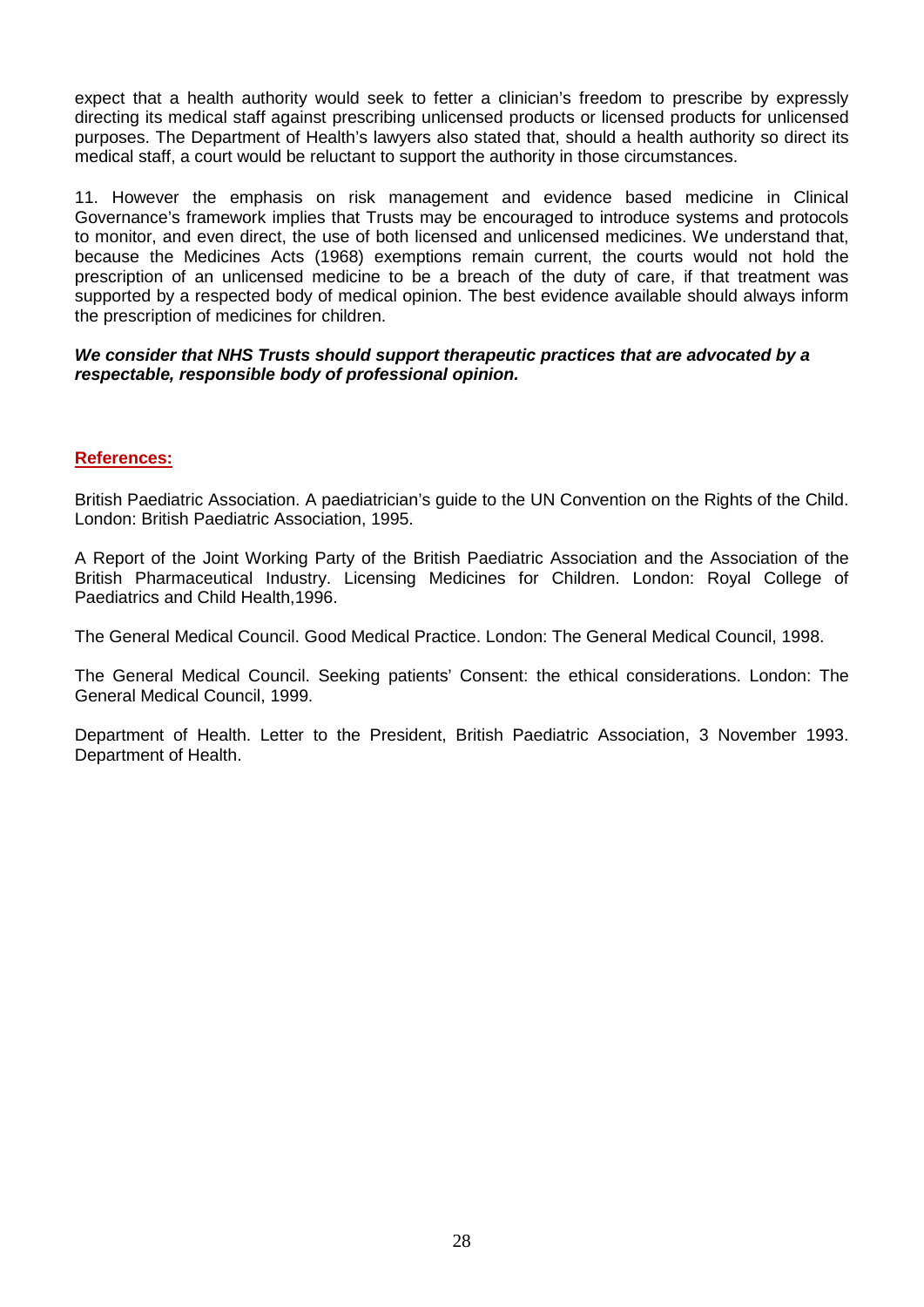expect that a health authority would seek to fetter a clinician's freedom to prescribe by expressly directing its medical staff against prescribing unlicensed products or licensed products for unlicensed purposes. The Department of Health's lawyers also stated that, should a health authority so direct its medical staff, a court would be reluctant to support the authority in those circumstances.

11. However the emphasis on risk management and evidence based medicine in Clinical Governance's framework implies that Trusts may be encouraged to introduce systems and protocols to monitor, and even direct, the use of both licensed and unlicensed medicines. We understand that, because the Medicines Acts (1968) exemptions remain current, the courts would not hold the prescription of an unlicensed medicine to be a breach of the duty of care, if that treatment was supported by a respected body of medical opinion. The best evidence available should always inform the prescription of medicines for children.

***We consider that NHS Trusts should support therapeutic practices that are advocated by a respectable, responsible body of professional opinion.***

## References:

British Paediatric Association. A paediatrician's guide to the UN Convention on the Rights of the Child. London: British Paediatric Association, 1995.

A Report of the Joint Working Party of the British Paediatric Association and the Association of the British Pharmaceutical Industry. Licensing Medicines for Children. London: Royal College of Paediatrics and Child Health,1996.

The General Medical Council. Good Medical Practice. London: The General Medical Council, 1998.

The General Medical Council. Seeking patients' Consent: the ethical considerations. London: The General Medical Council, 1999.

Department of Health. Letter to the President, British Paediatric Association, 3 November 1993. Department of Health.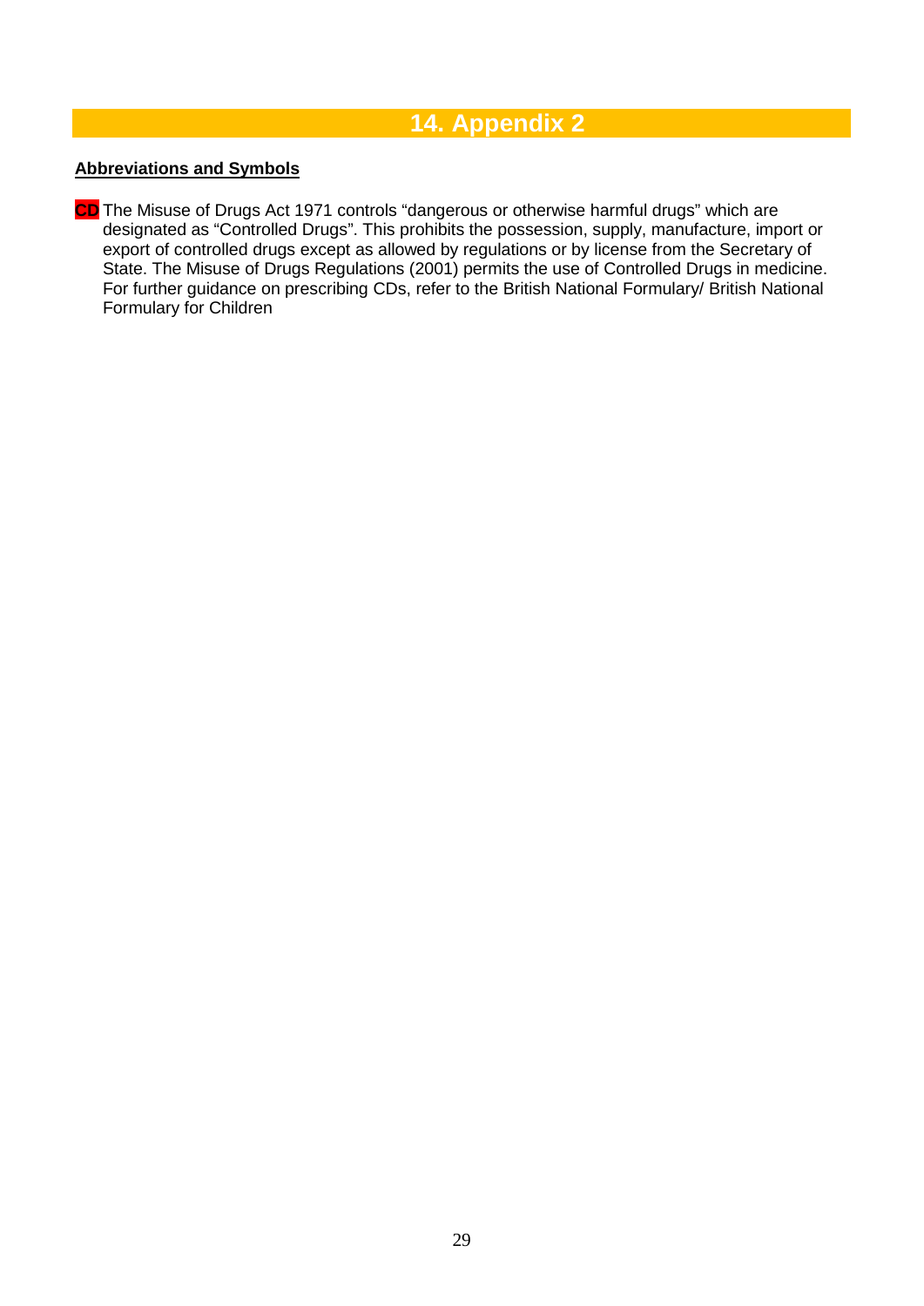# 14. Appendix 2

**Abbreviations and Symbols**

**CD** The Misuse of Drugs Act 1971 controls “dangerous or otherwise harmful drugs” which are designated as “Controlled Drugs”. This prohibits the possession, supply, manufacture, import or export of controlled drugs except as allowed by regulations or by license from the Secretary of State. The Misuse of Drugs Regulations (2001) permits the use of Controlled Drugs in medicine. For further guidance on prescribing CDs, refer to the British National Formulary/ British National Formulary for Children